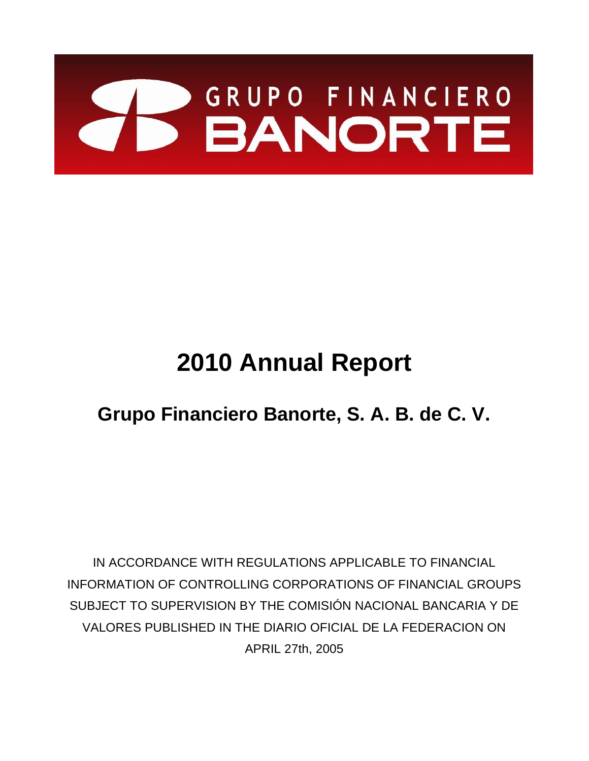GRUPO FINANCIERO BANORTE

# 2010 Annual Report

## Grupo Financiero Banorte, S. A. B. de C. V.

IN ACCORDANCE WITH REGULATIONS APPLICABLE TO FINANCIAL INFORMATION OF CONTROLLING CORPORATIONS OF FINANCIAL GROUPS SUBJECT TO SUPERVISION BY THE COMISIÓN NACIONAL BANCARIA Y DE VALORES PUBLISHED IN THE DIARIO OFICIAL DE LA FEDERACION ON APRIL 27th, 2005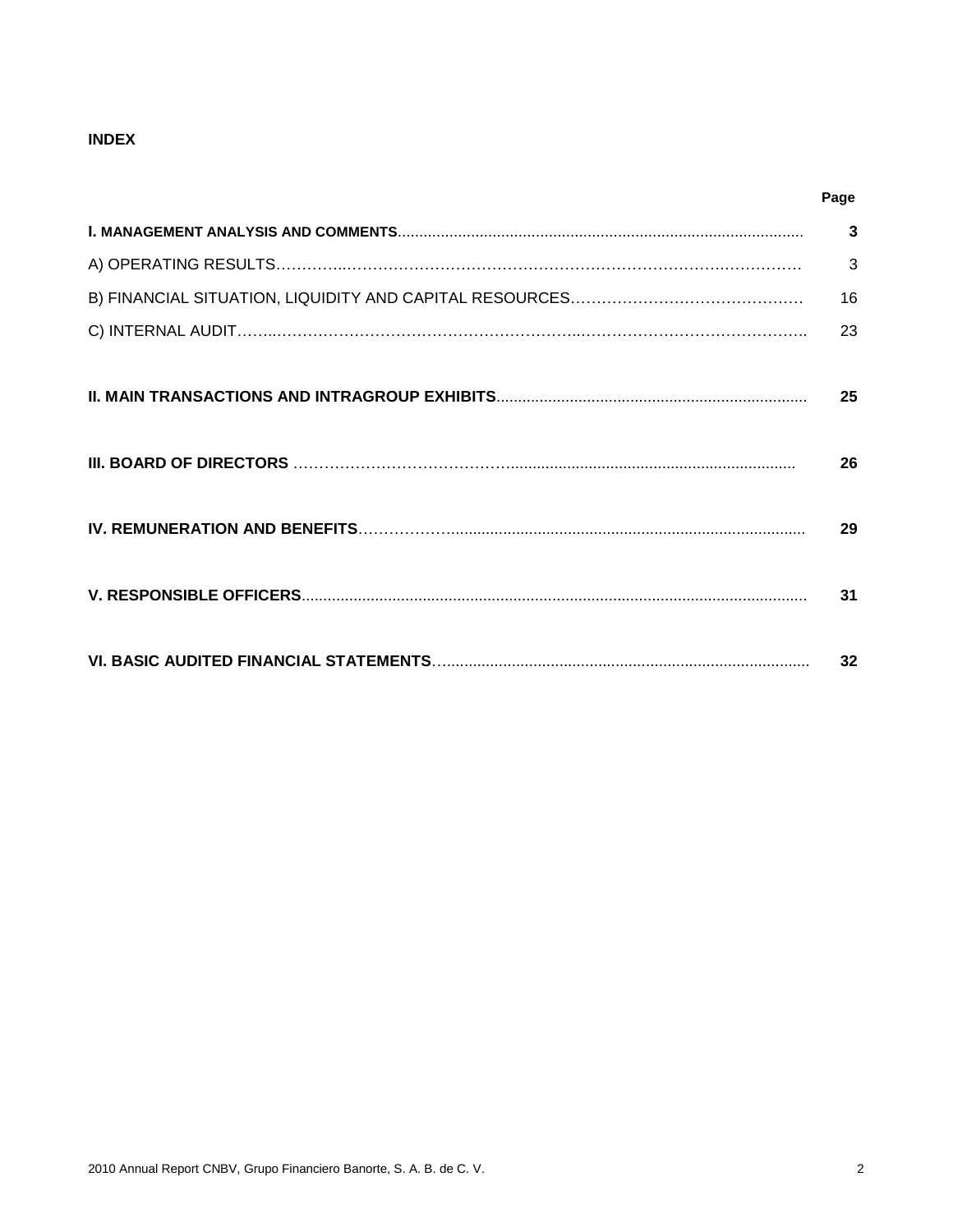**INDEX**

| | Page |
|---|---|
| **I. MANAGEMENT ANALYSIS AND COMMENTS** | **3** |
| A) OPERATING RESULTS | 3 |
| B) FINANCIAL SITUATION, LIQUIDITY AND CAPITAL RESOURCES | 16 |
| C) INTERNAL AUDIT | 23 |
| **II. MAIN TRANSACTIONS AND INTRAGROUP EXHIBITS** | **25** |
| **III. BOARD OF DIRECTORS** | **26** |
| **IV. REMUNERATION AND BENEFITS** | **29** |
| **V. RESPONSIBLE OFFICERS** | **31** |
| **VI. BASIC AUDITED FINANCIAL STATEMENTS** | **32** |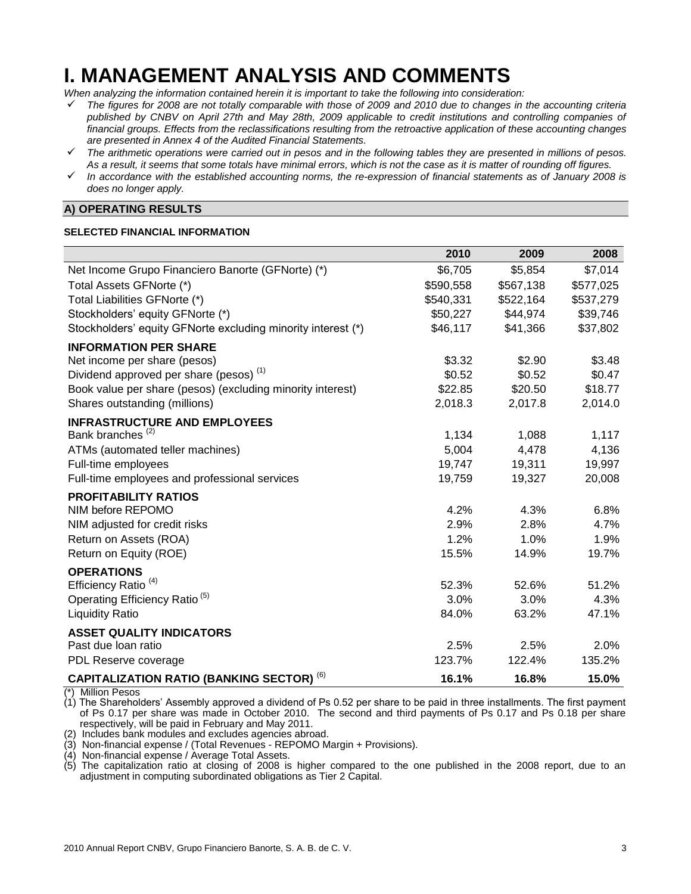# I. MANAGEMENT ANALYSIS AND COMMENTS

*When analyzing the information contained herein it is important to take the following into consideration:*

- ✓ *The figures for 2008 are not totally comparable with those of 2009 and 2010 due to changes in the accounting criteria published by CNBV on April 27th and May 28th, 2009 applicable to credit institutions and controlling companies of financial groups. Effects from the reclassifications resulting from the retroactive application of these accounting changes are presented in Annex 4 of the Audited Financial Statements.*
- ✓ *The arithmetic operations were carried out in pesos and in the following tables they are presented in millions of pesos. As a result, it seems that some totals have minimal errors, which is not the case as it is matter of rounding off figures.*
- ✓ *In accordance with the established accounting norms, the re-expression of financial statements as of January 2008 is does no longer apply.*

## A) OPERATING RESULTS

### SELECTED FINANCIAL INFORMATION

| | 2010 | 2009 | 2008 |
|---|---|---|---|
| Net Income Grupo Financiero Banorte (GFNorte) (*) | $6,705 | $5,854 | $7,014 |
| Total Assets GFNorte (*) | $590,558 | $567,138 | $577,025 |
| Total Liabilities GFNorte (*) | $540,331 | $522,164 | $537,279 |
| Stockholders' equity GFNorte (*) | $50,227 | $44,974 | $39,746 |
| Stockholders' equity GFNorte excluding minority interest (*) | $46,117 | $41,366 | $37,802 |
| **INFORMATION PER SHARE** | | | |
| Net income per share (pesos) | $3.32 | $2.90 | $3.48 |
| Dividend approved per share (pesos) (1) | $0.52 | $0.52 | $0.47 |
| Book value per share (pesos) (excluding minority interest) | $22.85 | $20.50 | $18.77 |
| Shares outstanding (millions) | 2,018.3 | 2,017.8 | 2,014.0 |
| **INFRASTRUCTURE AND EMPLOYEES** | | | |
| Bank branches (2) | 1,134 | 1,088 | 1,117 |
| ATMs (automated teller machines) | 5,004 | 4,478 | 4,136 |
| Full-time employees | 19,747 | 19,311 | 19,997 |
| Full-time employees and professional services | 19,759 | 19,327 | 20,008 |
| **PROFITABILITY RATIOS** | | | |
| NIM before REPOMO | 4.2% | 4.3% | 6.8% |
| NIM adjusted for credit risks | 2.9% | 2.8% | 4.7% |
| Return on Assets (ROA) | 1.2% | 1.0% | 1.9% |
| Return on Equity (ROE) | 15.5% | 14.9% | 19.7% |
| **OPERATIONS** | | | |
| Efficiency Ratio (4) | 52.3% | 52.6% | 51.2% |
| Operating Efficiency Ratio (5) | 3.0% | 3.0% | 4.3% |
| Liquidity Ratio | 84.0% | 63.2% | 47.1% |
| **ASSET QUALITY INDICATORS** | | | |
| Past due loan ratio | 2.5% | 2.5% | 2.0% |
| PDL Reserve coverage | 123.7% | 122.4% | 135.2% |
| **CAPITALIZATION RATIO (BANKING SECTOR)** (6) | **16.1%** | **16.8%** | **15.0%** |

(*) Million Pesos

(1) The Shareholders' Assembly approved a dividend of Ps 0.52 per share to be paid in three installments. The first payment of Ps 0.17 per share was made in October 2010. The second and third payments of Ps 0.17 and Ps 0.18 per share respectively, will be paid in February and May 2011.

(2) Includes bank modules and excludes agencies abroad.

(3) Non-financial expense / (Total Revenues - REPOMO Margin + Provisions).

(4) Non-financial expense / Average Total Assets.

(5) The capitalization ratio at closing of 2008 is higher compared to the one published in the 2008 report, due to an adjustment in computing subordinated obligations as Tier 2 Capital.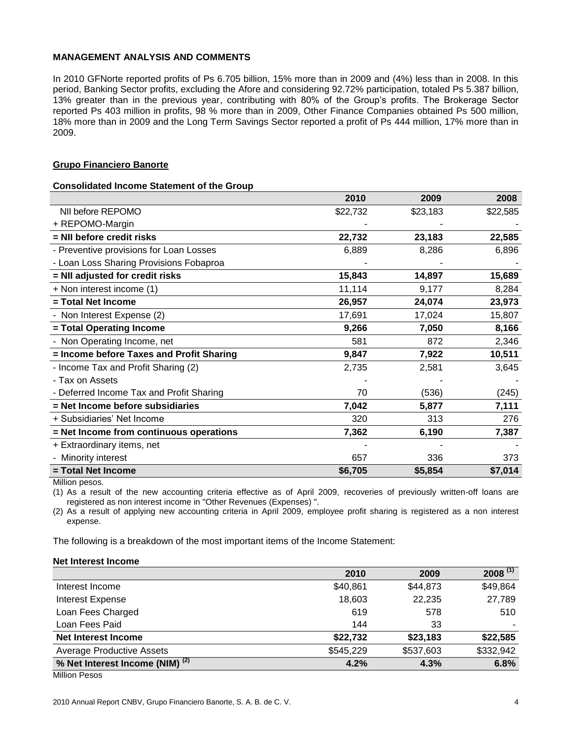**MANAGEMENT ANALYSIS AND COMMENTS**

In 2010 GFNorte reported profits of Ps 6.705 billion, 15% more than in 2009 and (4%) less than in 2008. In this period, Banking Sector profits, excluding the Afore and considering 92.72% participation, totaled Ps 5.387 billion, 13% greater than in the previous year, contributing with 80% of the Group's profits. The Brokerage Sector reported Ps 403 million in profits, 98 % more than in 2009, Other Finance Companies obtained Ps 500 million, 18% more than in 2009 and the Long Term Savings Sector reported a profit of Ps 444 million, 17% more than in 2009.

**Grupo Financiero Banorte**

**Consolidated Income Statement of the Group**

| | 2010 | 2009 | 2008 |
|---|---|---|---|
| NII before REPOMO | $22,732 | $23,183 | $22,585 |
| + REPOMO-Margin | - | - | - |
| **= NII before credit risks** | **22,732** | **23,183** | **22,585** |
| - Preventive provisions for Loan Losses | 6,889 | 8,286 | 6,896 |
| - Loan Loss Sharing Provisions Fobaproa | - | - | - |
| **= NII adjusted for credit risks** | **15,843** | **14,897** | **15,689** |
| + Non interest income (1) | 11,114 | 9,177 | 8,284 |
| **= Total Net Income** | **26,957** | **24,074** | **23,973** |
| - Non Interest Expense (2) | 17,691 | 17,024 | 15,807 |
| **= Total Operating Income** | **9,266** | **7,050** | **8,166** |
| - Non Operating Income, net | 581 | 872 | 2,346 |
| **= Income before Taxes and Profit Sharing** | **9,847** | **7,922** | **10,511** |
| - Income Tax and Profit Sharing (2) | 2,735 | 2,581 | 3,645 |
| - Tax on Assets | - | - | - |
| - Deferred Income Tax and Profit Sharing | 70 | (536) | (245) |
| **= Net Income before subsidiaries** | **7,042** | **5,877** | **7,111** |
| + Subsidiaries' Net Income | 320 | 313 | 276 |
| **= Net Income from continuous operations** | **7,362** | **6,190** | **7,387** |
| + Extraordinary items, net | - | - | - |
| - Minority interest | 657 | 336 | 373 |
| **= Total Net Income** | **$6,705** | **$5,854** | **$7,014** |

Million pesos.

(1) As a result of the new accounting criteria effective as of April 2009, recoveries of previously written-off loans are registered as non interest income in "Other Revenues (Expenses) ".

(2) As a result of applying new accounting criteria in April 2009, employee profit sharing is registered as a non interest expense.

The following is a breakdown of the most important items of the Income Statement:

**Net Interest Income**

| | 2010 | 2009 | 2008 (1) |
|---|---|---|---|
| Interest Income | $40,861 | $44,873 | $49,864 |
| Interest Expense | 18,603 | 22,235 | 27,789 |
| Loan Fees Charged | 619 | 578 | 510 |
| Loan Fees Paid | 144 | 33 | - |
| **Net Interest Income** | **$22,732** | **$23,183** | **$22,585** |
| Average Productive Assets | $545,229 | $537,603 | $332,942 |
| **% Net Interest Income (NIM) (2)** | **4.2%** | **4.3%** | **6.8%** |

Million Pesos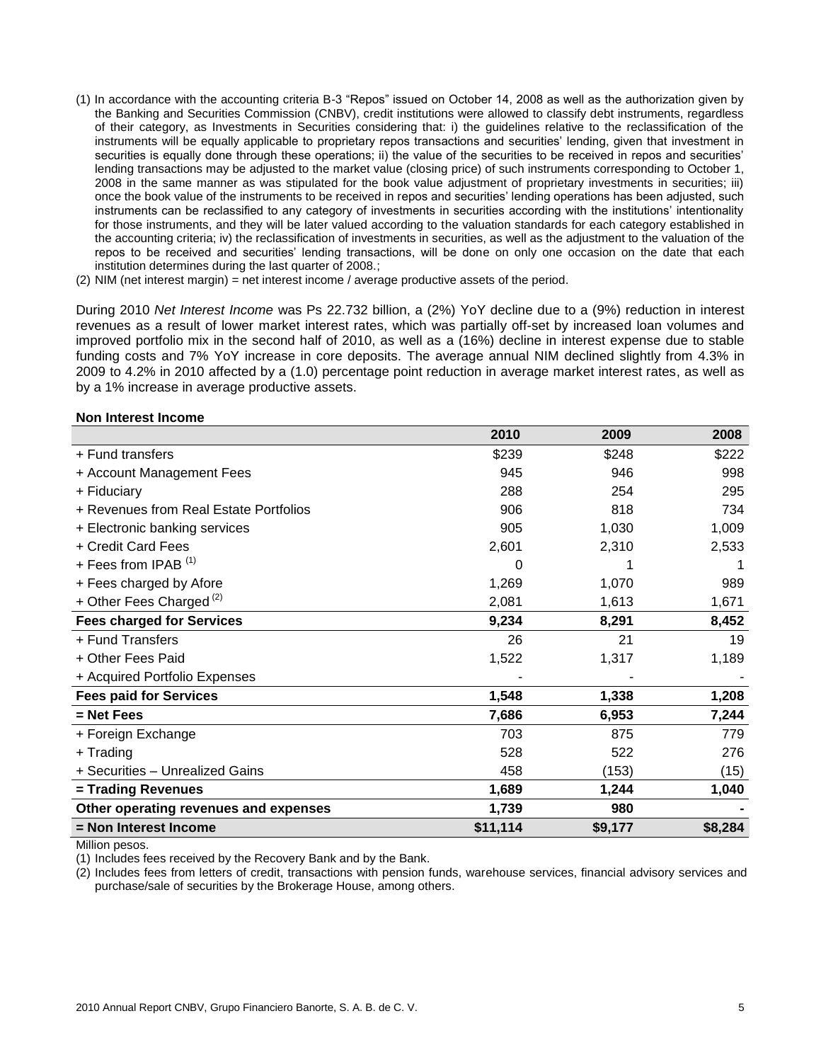(1) In accordance with the accounting criteria B-3 "Repos" issued on October 14, 2008 as well as the authorization given by the Banking and Securities Commission (CNBV), credit institutions were allowed to classify debt instruments, regardless of their category, as Investments in Securities considering that: i) the guidelines relative to the reclassification of the instruments will be equally applicable to proprietary repos transactions and securities' lending, given that investment in securities is equally done through these operations; ii) the value of the securities to be received in repos and securities' lending transactions may be adjusted to the market value (closing price) of such instruments corresponding to October 1, 2008 in the same manner as was stipulated for the book value adjustment of proprietary investments in securities; iii) once the book value of the instruments to be received in repos and securities' lending operations has been adjusted, such instruments can be reclassified to any category of investments in securities according with the institutions' intentionality for those instruments, and they will be later valued according to the valuation standards for each category established in the accounting criteria; iv) the reclassification of investments in securities, as well as the adjustment to the valuation of the repos to be received and securities' lending transactions, will be done on only one occasion on the date that each institution determines during the last quarter of 2008.;

(2) NIM (net interest margin) = net interest income / average productive assets of the period.

During 2010 *Net Interest Income* was Ps 22.732 billion, a (2%) YoY decline due to a (9%) reduction in interest revenues as a result of lower market interest rates, which was partially off-set by increased loan volumes and improved portfolio mix in the second half of 2010, as well as a (16%) decline in interest expense due to stable funding costs and 7% YoY increase in core deposits. The average annual NIM declined slightly from 4.3% in 2009 to 4.2% in 2010 affected by a (1.0) percentage point reduction in average market interest rates, as well as by a 1% increase in average productive assets.

**Non Interest Income**

| | 2010 | 2009 | 2008 |
|---|---|---|---|
| + Fund transfers | $239 | $248 | $222 |
| + Account Management Fees | 945 | 946 | 998 |
| + Fiduciary | 288 | 254 | 295 |
| + Revenues from Real Estate Portfolios | 906 | 818 | 734 |
| + Electronic banking services | 905 | 1,030 | 1,009 |
| + Credit Card Fees | 2,601 | 2,310 | 2,533 |
| + Fees from IPAB [(1)] | 0 | 1 | 1 |
| + Fees charged by Afore | 1,269 | 1,070 | 989 |
| + Other Fees Charged [(2)] | 2,081 | 1,613 | 1,671 |
| **Fees charged for Services** | **9,234** | **8,291** | **8,452** |
| + Fund Transfers | 26 | 21 | 19 |
| + Other Fees Paid | 1,522 | 1,317 | 1,189 |
| + Acquired Portfolio Expenses | - | - | - |
| **Fees paid for Services** | **1,548** | **1,338** | **1,208** |
| **= Net Fees** | **7,686** | **6,953** | **7,244** |
| + Foreign Exchange | 703 | 875 | 779 |
| + Trading | 528 | 522 | 276 |
| + Securities – Unrealized Gains | 458 | (153) | (15) |
| **= Trading Revenues** | **1,689** | **1,244** | **1,040** |
| **Other operating revenues and expenses** | **1,739** | **980** | **-** |
| **= Non Interest Income** | **$11,114** | **$9,177** | **$8,284** |

Million pesos.

(1) Includes fees received by the Recovery Bank and by the Bank.

(2) Includes fees from letters of credit, transactions with pension funds, warehouse services, financial advisory services and purchase/sale of securities by the Brokerage House, among others.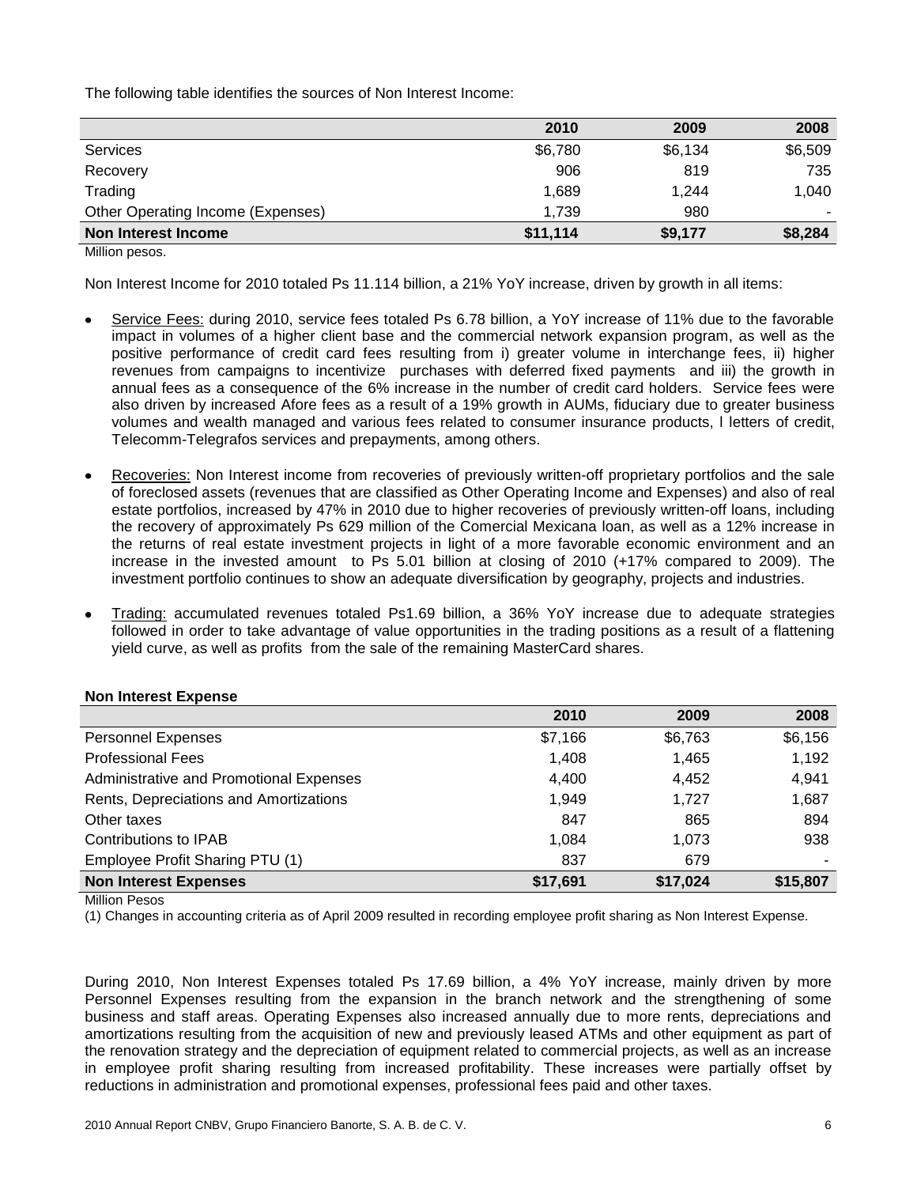The following table identifies the sources of Non Interest Income:

| | 2010 | 2009 | 2008 |
|---|---|---|---|
| Services | $6,780 | $6,134 | $6,509 |
| Recovery | 906 | 819 | 735 |
| Trading | 1,689 | 1,244 | 1,040 |
| Other Operating Income (Expenses) | 1,739 | 980 | - |
| **Non Interest Income** | **$11,114** | **$9,177** | **$8,284** |

Million pesos.

Non Interest Income for 2010 totaled Ps 11.114 billion, a 21% YoY increase, driven by growth in all items:

- Service Fees: during 2010, service fees totaled Ps 6.78 billion, a YoY increase of 11% due to the favorable impact in volumes of a higher client base and the commercial network expansion program, as well as the positive performance of credit card fees resulting from i) greater volume in interchange fees, ii) higher revenues from campaigns to incentivize purchases with deferred fixed payments and iii) the growth in annual fees as a consequence of the 6% increase in the number of credit card holders. Service fees were also driven by increased Afore fees as a result of a 19% growth in AUMs, fiduciary due to greater business volumes and wealth managed and various fees related to consumer insurance products, l letters of credit, Telecomm-Telegrafos services and prepayments, among others.

- Recoveries: Non Interest income from recoveries of previously written-off proprietary portfolios and the sale of foreclosed assets (revenues that are classified as Other Operating Income and Expenses) and also of real estate portfolios, increased by 47% in 2010 due to higher recoveries of previously written-off loans, including the recovery of approximately Ps 629 million of the Comercial Mexicana loan, as well as a 12% increase in the returns of real estate investment projects in light of a more favorable economic environment and an increase in the invested amount to Ps 5.01 billion at closing of 2010 (+17% compared to 2009). The investment portfolio continues to show an adequate diversification by geography, projects and industries.

- Trading: accumulated revenues totaled Ps1.69 billion, a 36% YoY increase due to adequate strategies followed in order to take advantage of value opportunities in the trading positions as a result of a flattening yield curve, as well as profits from the sale of the remaining MasterCard shares.

**Non Interest Expense**

| | 2010 | 2009 | 2008 |
|---|---|---|---|
| Personnel Expenses | $7,166 | $6,763 | $6,156 |
| Professional Fees | 1,408 | 1,465 | 1,192 |
| Administrative and Promotional Expenses | 4,400 | 4,452 | 4,941 |
| Rents, Depreciations and Amortizations | 1,949 | 1,727 | 1,687 |
| Other taxes | 847 | 865 | 894 |
| Contributions to IPAB | 1,084 | 1,073 | 938 |
| Employee Profit Sharing PTU (1) | 837 | 679 | - |
| **Non Interest Expenses** | **$17,691** | **$17,024** | **$15,807** |

Million Pesos

(1) Changes in accounting criteria as of April 2009 resulted in recording employee profit sharing as Non Interest Expense.

During 2010, Non Interest Expenses totaled Ps 17.69 billion, a 4% YoY increase, mainly driven by more Personnel Expenses resulting from the expansion in the branch network and the strengthening of some business and staff areas. Operating Expenses also increased annually due to more rents, depreciations and amortizations resulting from the acquisition of new and previously leased ATMs and other equipment as part of the renovation strategy and the depreciation of equipment related to commercial projects, as well as an increase in employee profit sharing resulting from increased profitability. These increases were partially offset by reductions in administration and promotional expenses, professional fees paid and other taxes.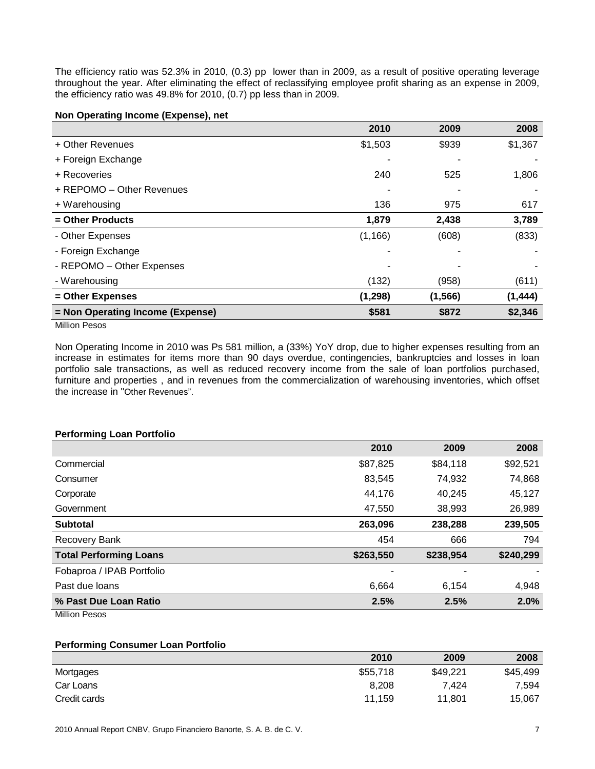The efficiency ratio was 52.3% in 2010, (0.3) pp lower than in 2009, as a result of positive operating leverage throughout the year. After eliminating the effect of reclassifying employee profit sharing as an expense in 2009, the efficiency ratio was 49.8% for 2010, (0.7) pp less than in 2009.

**Non Operating Income (Expense), net**

| | 2010 | 2009 | 2008 |
|---|---|---|---|
| + Other Revenues | $1,503 | $939 | $1,367 |
| + Foreign Exchange | - | - | - |
| + Recoveries | 240 | 525 | 1,806 |
| + REPOMO – Other Revenues | - | - | - |
| + Warehousing | 136 | 975 | 617 |
| **= Other Products** | **1,879** | **2,438** | **3,789** |
| - Other Expenses | (1,166) | (608) | (833) |
| - Foreign Exchange | - | - | - |
| - REPOMO – Other Expenses | - | - | - |
| - Warehousing | (132) | (958) | (611) |
| **= Other Expenses** | **(1,298)** | **(1,566)** | **(1,444)** |
| **= Non Operating Income (Expense)** | **$581** | **$872** | **$2,346** |

Million Pesos

Non Operating Income in 2010 was Ps 581 million, a (33%) YoY drop, due to higher expenses resulting from an increase in estimates for items more than 90 days overdue, contingencies, bankruptcies and losses in loan portfolio sale transactions, as well as reduced recovery income from the sale of loan portfolios purchased, furniture and properties , and in revenues from the commercialization of warehousing inventories, which offset the increase in "Other Revenues".

**Performing Loan Portfolio**

| | 2010 | 2009 | 2008 |
|---|---|---|---|
| Commercial | $87,825 | $84,118 | $92,521 |
| Consumer | 83,545 | 74,932 | 74,868 |
| Corporate | 44,176 | 40,245 | 45,127 |
| Government | 47,550 | 38,993 | 26,989 |
| **Subtotal** | **263,096** | **238,288** | **239,505** |
| Recovery Bank | 454 | 666 | 794 |
| **Total Performing Loans** | **$263,550** | **$238,954** | **$240,299** |
| Fobaproa / IPAB Portfolio | - | - | - |
| Past due loans | 6,664 | 6,154 | 4,948 |
| **% Past Due Loan Ratio** | **2.5%** | **2.5%** | **2.0%** |

Million Pesos

**Performing Consumer Loan Portfolio**

| | 2010 | 2009 | 2008 |
|---|---|---|---|
| Mortgages | $55,718 | $49,221 | $45,499 |
| Car Loans | 8,208 | 7,424 | 7,594 |
| Credit cards | 11,159 | 11,801 | 15,067 |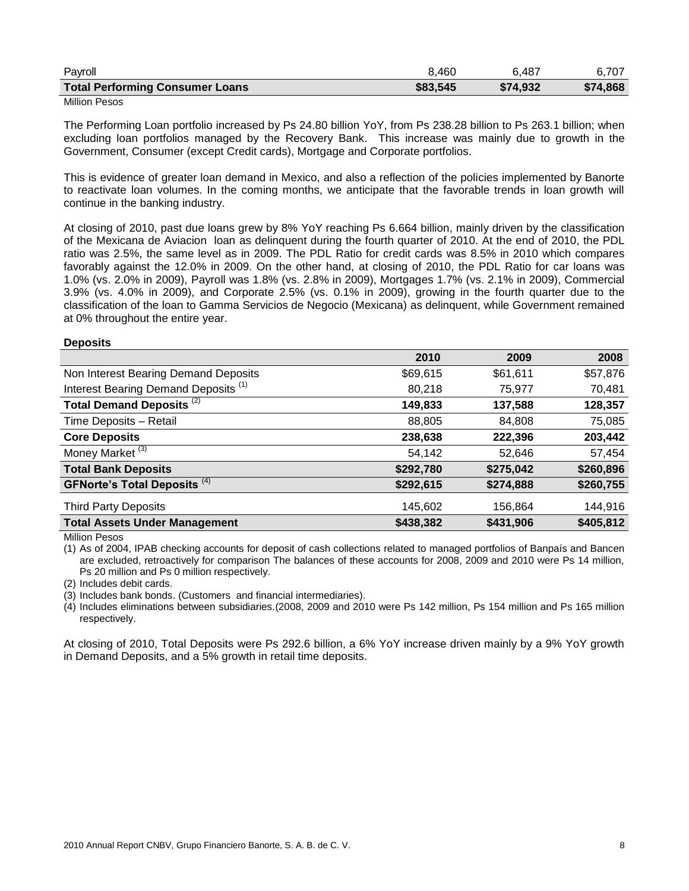| Payroll | 8,460 | 6,487 | 6,707 |
|---|---|---|---|
| **Total Performing Consumer Loans** | **$83,545** | **$74,932** | **$74,868** |

Million Pesos

The Performing Loan portfolio increased by Ps 24.80 billion YoY, from Ps 238.28 billion to Ps 263.1 billion; when excluding loan portfolios managed by the Recovery Bank. This increase was mainly due to growth in the Government, Consumer (except Credit cards), Mortgage and Corporate portfolios.

This is evidence of greater loan demand in Mexico, and also a reflection of the policies implemented by Banorte to reactivate loan volumes. In the coming months, we anticipate that the favorable trends in loan growth will continue in the banking industry.

At closing of 2010, past due loans grew by 8% YoY reaching Ps 6.664 billion, mainly driven by the classification of the Mexicana de Aviacion loan as delinquent during the fourth quarter of 2010. At the end of 2010, the PDL ratio was 2.5%, the same level as in 2009. The PDL Ratio for credit cards was 8.5% in 2010 which compares favorably against the 12.0% in 2009. On the other hand, at closing of 2010, the PDL Ratio for car loans was 1.0% (vs. 2.0% in 2009), Payroll was 1.8% (vs. 2.8% in 2009), Mortgages 1.7% (vs. 2.1% in 2009), Commercial 3.9% (vs. 4.0% in 2009), and Corporate 2.5% (vs. 0.1% in 2009), growing in the fourth quarter due to the classification of the loan to Gamma Servicios de Negocio (Mexicana) as delinquent, while Government remained at 0% throughout the entire year.

**Deposits**

| | 2010 | 2009 | 2008 |
|---|---|---|---|
| Non Interest Bearing Demand Deposits | $69,615 | $61,611 | $57,876 |
| Interest Bearing Demand Deposits (1) | 80,218 | 75,977 | 70,481 |
| **Total Demand Deposits (2)** | **149,833** | **137,588** | **128,357** |
| Time Deposits – Retail | 88,805 | 84,808 | 75,085 |
| **Core Deposits** | **238,638** | **222,396** | **203,442** |
| Money Market (3) | 54,142 | 52,646 | 57,454 |
| **Total Bank Deposits** | **$292,780** | **$275,042** | **$260,896** |
| **GFNorte's Total Deposits (4)** | **$292,615** | **$274,888** | **$260,755** |
| Third Party Deposits | 145,602 | 156,864 | 144,916 |
| **Total Assets Under Management** | **$438,382** | **$431,906** | **$405,812** |

Million Pesos

(1) As of 2004, IPAB checking accounts for deposit of cash collections related to managed portfolios of Banpaís and Bancen are excluded, retroactively for comparison The balances of these accounts for 2008, 2009 and 2010 were Ps 14 million, Ps 20 million and Ps 0 million respectively.

(2) Includes debit cards.

(3) Includes bank bonds. (Customers and financial intermediaries).

(4) Includes eliminations between subsidiaries.(2008, 2009 and 2010 were Ps 142 million, Ps 154 million and Ps 165 million respectively.

At closing of 2010, Total Deposits were Ps 292.6 billion, a 6% YoY increase driven mainly by a 9% YoY growth in Demand Deposits, and a 5% growth in retail time deposits.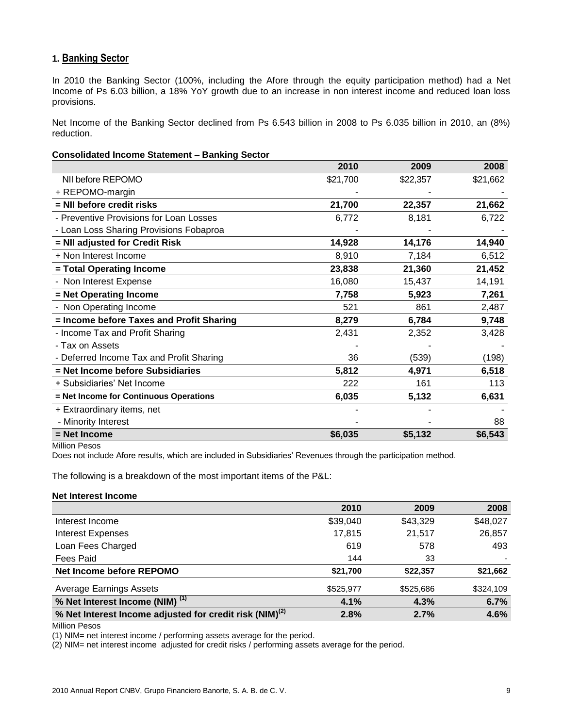## 1. Banking Sector

In 2010 the Banking Sector (100%, including the Afore through the equity participation method) had a Net Income of Ps 6.03 billion, a 18% YoY growth due to an increase in non interest income and reduced loan loss provisions.

Net Income of the Banking Sector declined from Ps 6.543 billion in 2008 to Ps 6.035 billion in 2010, an (8%) reduction.

**Consolidated Income Statement – Banking Sector**

| | 2010 | 2009 | 2008 |
|---|---|---|---|
| NII before REPOMO | $21,700 | $22,357 | $21,662 |
| + REPOMO-margin | - | - | - |
| **= NII before credit risks** | **21,700** | **22,357** | **21,662** |
| - Preventive Provisions for Loan Losses | 6,772 | 8,181 | 6,722 |
| - Loan Loss Sharing Provisions Fobaproa | - | - | - |
| **= NII adjusted for Credit Risk** | **14,928** | **14,176** | **14,940** |
| + Non Interest Income | 8,910 | 7,184 | 6,512 |
| **= Total Operating Income** | **23,838** | **21,360** | **21,452** |
| - Non Interest Expense | 16,080 | 15,437 | 14,191 |
| **= Net Operating Income** | **7,758** | **5,923** | **7,261** |
| - Non Operating Income | 521 | 861 | 2,487 |
| **= Income before Taxes and Profit Sharing** | **8,279** | **6,784** | **9,748** |
| - Income Tax and Profit Sharing | 2,431 | 2,352 | 3,428 |
| - Tax on Assets | - | - | - |
| - Deferred Income Tax and Profit Sharing | 36 | (539) | (198) |
| **= Net Income before Subsidiaries** | **5,812** | **4,971** | **6,518** |
| + Subsidiaries' Net Income | 222 | 161 | 113 |
| **= Net Income for Continuous Operations** | **6,035** | **5,132** | **6,631** |
| + Extraordinary items, net | - | - | - |
| - Minority Interest | - | - | 88 |
| **= Net Income** | **$6,035** | **$5,132** | **$6,543** |

Million Pesos

Does not include Afore results, which are included in Subsidiaries' Revenues through the participation method.

The following is a breakdown of the most important items of the P&L:

**Net Interest Income**

| | 2010 | 2009 | 2008 |
|---|---|---|---|
| Interest Income | $39,040 | $43,329 | $48,027 |
| Interest Expenses | 17,815 | 21,517 | 26,857 |
| Loan Fees Charged | 619 | 578 | 493 |
| Fees Paid | 144 | 33 | - |
| **Net Income before REPOMO** | **$21,700** | **$22,357** | **$21,662** |
| Average Earnings Assets | $525,977 | $525,686 | $324,109 |
| **% Net Interest Income (NIM) (1)** | **4.1%** | **4.3%** | **6.7%** |
| **% Net Interest Income adjusted for credit risk (NIM)(2)** | **2.8%** | **2.7%** | **4.6%** |

Million Pesos

(1) NIM= net interest income / performing assets average for the period.

(2) NIM= net interest income adjusted for credit risks / performing assets average for the period.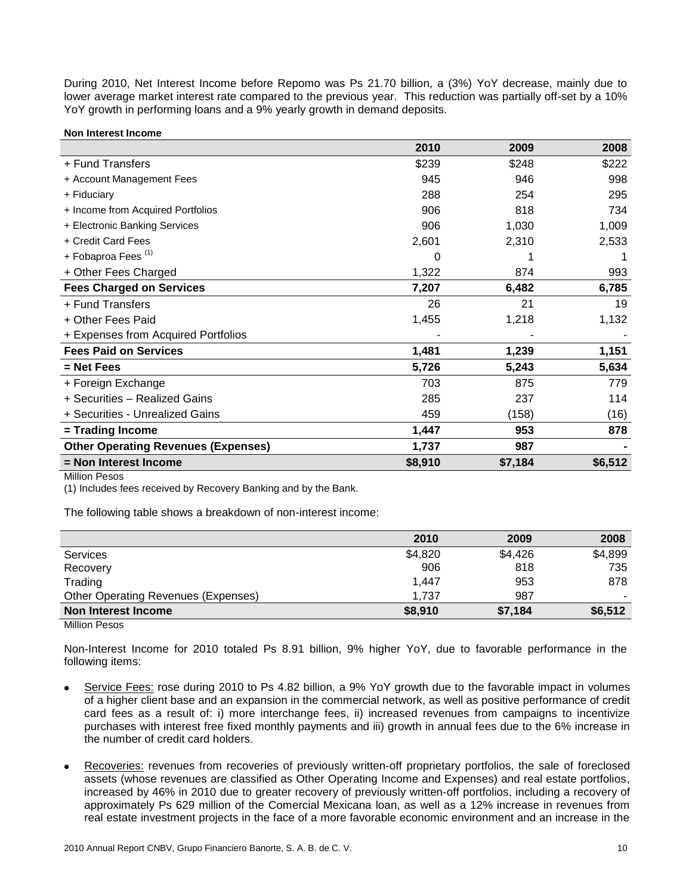During 2010, Net Interest Income before Repomo was Ps 21.70 billion, a (3%) YoY decrease, mainly due to lower average market interest rate compared to the previous year. This reduction was partially off-set by a 10% YoY growth in performing loans and a 9% yearly growth in demand deposits.

**Non Interest Income**

| | 2010 | 2009 | 2008 |
|---|---|---|---|
| + Fund Transfers | $239 | $248 | $222 |
| + Account Management Fees | 945 | 946 | 998 |
| + Fiduciary | 288 | 254 | 295 |
| + Income from Acquired Portfolios | 906 | 818 | 734 |
| + Electronic Banking Services | 906 | 1,030 | 1,009 |
| + Credit Card Fees | 2,601 | 2,310 | 2,533 |
| + Fobaproa Fees [(1)] | 0 | 1 | 1 |
| + Other Fees Charged | 1,322 | 874 | 993 |
| **Fees Charged on Services** | **7,207** | **6,482** | **6,785** |
| + Fund Transfers | 26 | 21 | 19 |
| + Other Fees Paid | 1,455 | 1,218 | 1,132 |
| + Expenses from Acquired Portfolios | - | - | - |
| **Fees Paid on Services** | **1,481** | **1,239** | **1,151** |
| **= Net Fees** | **5,726** | **5,243** | **5,634** |
| + Foreign Exchange | 703 | 875 | 779 |
| + Securities – Realized Gains | 285 | 237 | 114 |
| + Securities - Unrealized Gains | 459 | (158) | (16) |
| **= Trading Income** | **1,447** | **953** | **878** |
| **Other Operating Revenues (Expenses)** | **1,737** | **987** | **-** |
| **= Non Interest Income** | **$8,910** | **$7,184** | **$6,512** |

Million Pesos

(1) Includes fees received by Recovery Banking and by the Bank.

The following table shows a breakdown of non-interest income:

| | 2010 | 2009 | 2008 |
|---|---|---|---|
| Services | $4,820 | $4,426 | $4,899 |
| Recovery | 906 | 818 | 735 |
| Trading | 1,447 | 953 | 878 |
| Other Operating Revenues (Expenses) | 1,737 | 987 | - |
| **Non Interest Income** | **$8,910** | **$7,184** | **$6,512** |

Million Pesos

Non-Interest Income for 2010 totaled Ps 8.91 billion, 9% higher YoY, due to favorable performance in the following items:

- Service Fees: rose during 2010 to Ps 4.82 billion, a 9% YoY growth due to the favorable impact in volumes of a higher client base and an expansion in the commercial network, as well as positive performance of credit card fees as a result of: i) more interchange fees, ii) increased revenues from campaigns to incentivize purchases with interest free fixed monthly payments and iii) growth in annual fees due to the 6% increase in the number of credit card holders.
- Recoveries: revenues from recoveries of previously written-off proprietary portfolios, the sale of foreclosed assets (whose revenues are classified as Other Operating Income and Expenses) and real estate portfolios, increased by 46% in 2010 due to greater recovery of previously written-off portfolios, including a recovery of approximately Ps 629 million of the Comercial Mexicana loan, as well as a 12% increase in revenues from real estate investment projects in the face of a more favorable economic environment and an increase in the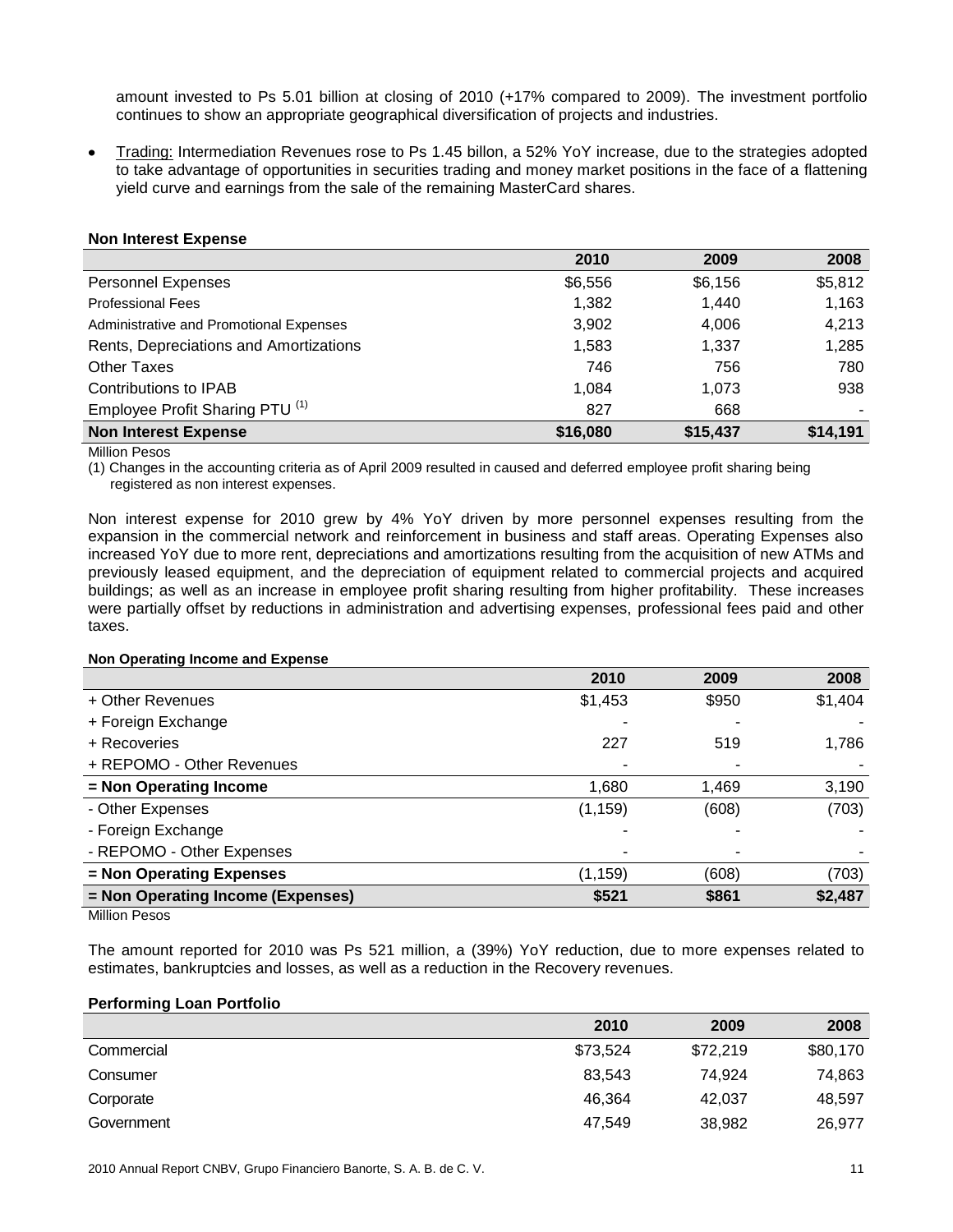amount invested to Ps 5.01 billion at closing of 2010 (+17% compared to 2009). The investment portfolio continues to show an appropriate geographical diversification of projects and industries.

- Trading: Intermediation Revenues rose to Ps 1.45 billon, a 52% YoY increase, due to the strategies adopted to take advantage of opportunities in securities trading and money market positions in the face of a flattening yield curve and earnings from the sale of the remaining MasterCard shares.

**Non Interest Expense**

| | 2010 | 2009 | 2008 |
|---|---|---|---|
| Personnel Expenses | $6,556 | $6,156 | $5,812 |
| Professional Fees | 1,382 | 1,440 | 1,163 |
| Administrative and Promotional Expenses | 3,902 | 4,006 | 4,213 |
| Rents, Depreciations and Amortizations | 1,583 | 1,337 | 1,285 |
| Other Taxes | 746 | 756 | 780 |
| Contributions to IPAB | 1,084 | 1,073 | 938 |
| Employee Profit Sharing PTU (1) | 827 | 668 | - |
| **Non Interest Expense** | **$16,080** | **$15,437** | **$14,191** |

Million Pesos

(1) Changes in the accounting criteria as of April 2009 resulted in caused and deferred employee profit sharing being registered as non interest expenses.

Non interest expense for 2010 grew by 4% YoY driven by more personnel expenses resulting from the expansion in the commercial network and reinforcement in business and staff areas. Operating Expenses also increased YoY due to more rent, depreciations and amortizations resulting from the acquisition of new ATMs and previously leased equipment, and the depreciation of equipment related to commercial projects and acquired buildings; as well as an increase in employee profit sharing resulting from higher profitability. These increases were partially offset by reductions in administration and advertising expenses, professional fees paid and other taxes.

**Non Operating Income and Expense**

| | 2010 | 2009 | 2008 |
|---|---|---|---|
| + Other Revenues | $1,453 | $950 | $1,404 |
| + Foreign Exchange | - | - | - |
| + Recoveries | 227 | 519 | 1,786 |
| + REPOMO - Other Revenues | - | - | - |
| **= Non Operating Income** | 1,680 | 1,469 | 3,190 |
| - Other Expenses | (1,159) | (608) | (703) |
| - Foreign Exchange | - | - | - |
| - REPOMO - Other Expenses | - | - | - |
| **= Non Operating Expenses** | (1,159) | (608) | (703) |
| **= Non Operating Income (Expenses)** | **$521** | **$861** | **$2,487** |

Million Pesos

The amount reported for 2010 was Ps 521 million, a (39%) YoY reduction, due to more expenses related to estimates, bankruptcies and losses, as well as a reduction in the Recovery revenues.

**Performing Loan Portfolio**

| | 2010 | 2009 | 2008 |
|---|---|---|---|
| Commercial | $73,524 | $72,219 | $80,170 |
| Consumer | 83,543 | 74,924 | 74,863 |
| Corporate | 46,364 | 42,037 | 48,597 |
| Government | 47,549 | 38,982 | 26,977 |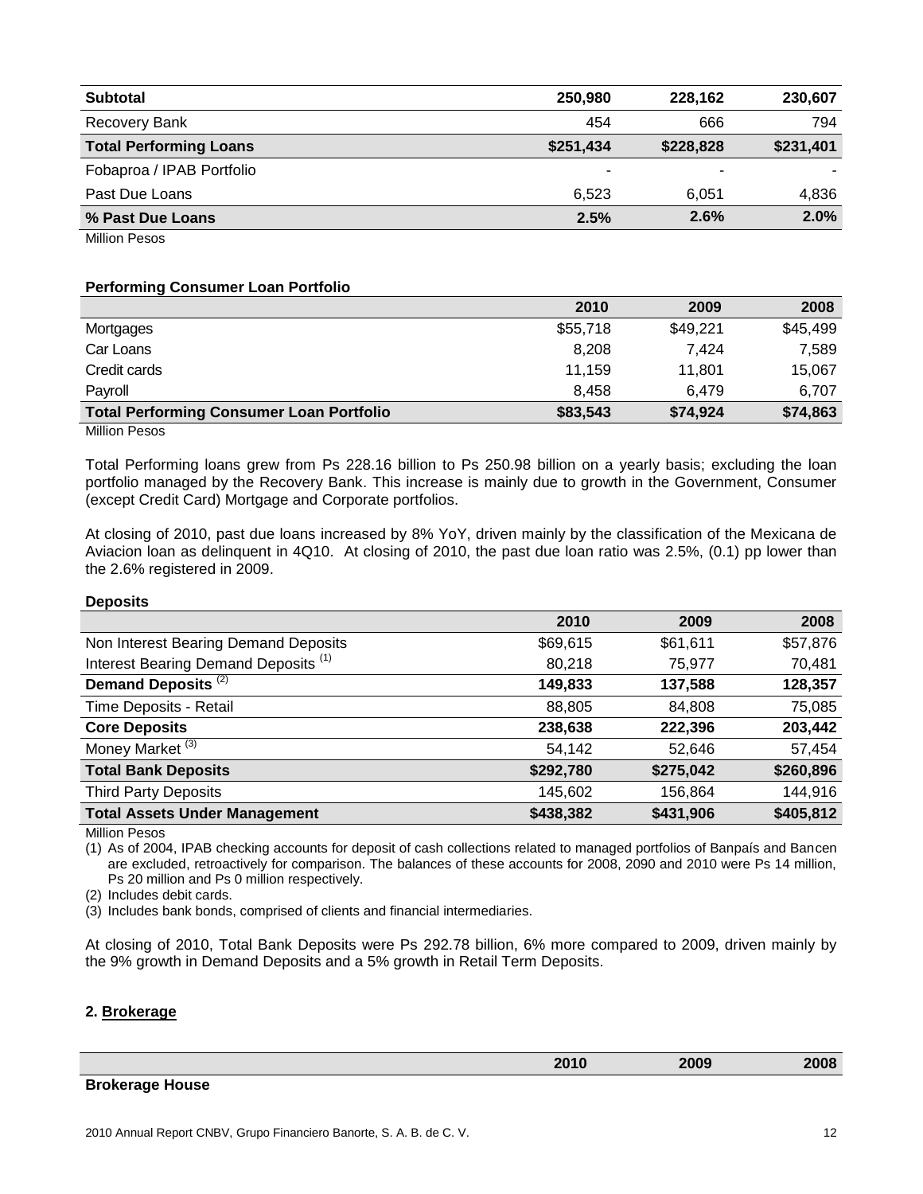| Subtotal | 250,980 | 228,162 | 230,607 |
|---|---|---|---|
| Recovery Bank | 454 | 666 | 794 |
| **Total Performing Loans** | **$251,434** | **$228,828** | **$231,401** |
| Fobaproa / IPAB Portfolio | - | - | - |
| Past Due Loans | 6,523 | 6,051 | 4,836 |
| **% Past Due Loans** | **2.5%** | **2.6%** | **2.0%** |

Million Pesos

**Performing Consumer Loan Portfolio**

| | 2010 | 2009 | 2008 |
|---|---|---|---|
| Mortgages | $55,718 | $49,221 | $45,499 |
| Car Loans | 8,208 | 7,424 | 7,589 |
| Credit cards | 11,159 | 11,801 | 15,067 |
| Payroll | 8,458 | 6,479 | 6,707 |
| **Total Performing Consumer Loan Portfolio** | **$83,543** | **$74,924** | **$74,863** |

Million Pesos

Total Performing loans grew from Ps 228.16 billion to Ps 250.98 billion on a yearly basis; excluding the loan portfolio managed by the Recovery Bank. This increase is mainly due to growth in the Government, Consumer (except Credit Card) Mortgage and Corporate portfolios.

At closing of 2010, past due loans increased by 8% YoY, driven mainly by the classification of the Mexicana de Aviacion loan as delinquent in 4Q10. At closing of 2010, the past due loan ratio was 2.5%, (0.1) pp lower than the 2.6% registered in 2009.

**Deposits**

| | 2010 | 2009 | 2008 |
|---|---|---|---|
| Non Interest Bearing Demand Deposits | $69,615 | $61,611 | $57,876 |
| Interest Bearing Demand Deposits (1) | 80,218 | 75,977 | 70,481 |
| **Demand Deposits (2)** | **149,833** | **137,588** | **128,357** |
| Time Deposits - Retail | 88,805 | 84,808 | 75,085 |
| **Core Deposits** | **238,638** | **222,396** | **203,442** |
| Money Market (3) | 54,142 | 52,646 | 57,454 |
| **Total Bank Deposits** | **$292,780** | **$275,042** | **$260,896** |
| Third Party Deposits | 145,602 | 156,864 | 144,916 |
| **Total Assets Under Management** | **$438,382** | **$431,906** | **$405,812** |

Million Pesos

(1) As of 2004, IPAB checking accounts for deposit of cash collections related to managed portfolios of Banpaís and Bancen are excluded, retroactively for comparison. The balances of these accounts for 2008, 2090 and 2010 were Ps 14 million, Ps 20 million and Ps 0 million respectively.

(2) Includes debit cards.

(3) Includes bank bonds, comprised of clients and financial intermediaries.

At closing of 2010, Total Bank Deposits were Ps 292.78 billion, 6% more compared to 2009, driven mainly by the 9% growth in Demand Deposits and a 5% growth in Retail Term Deposits.

### 2. Brokerage

| | 2010 | 2009 | 2008 |
|---|---|---|---|
| **Brokerage House** | | | |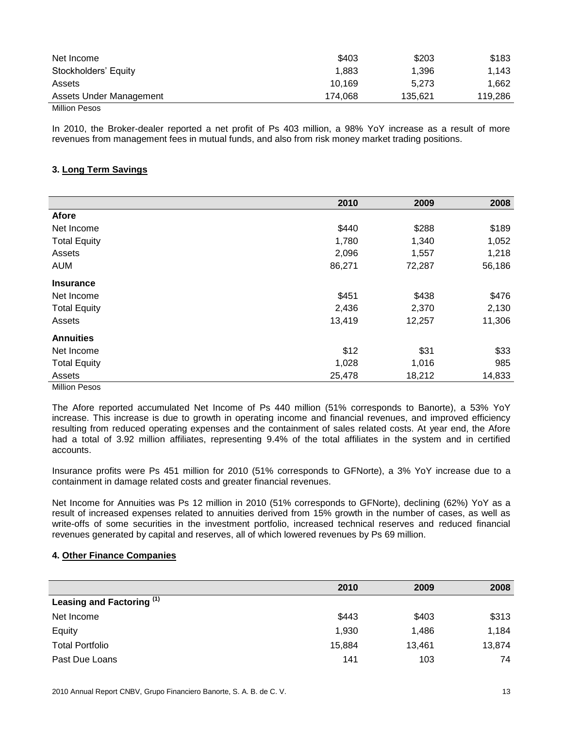| | | | |
|---|---|---|---|
| Net Income | $403 | $203 | $183 |
| Stockholders' Equity | 1,883 | 1,396 | 1,143 |
| Assets | 10,169 | 5,273 | 1,662 |
| Assets Under Management | 174,068 | 135,621 | 119,286 |

Million Pesos

In 2010, the Broker-dealer reported a net profit of Ps 403 million, a 98% YoY increase as a result of more revenues from management fees in mutual funds, and also from risk money market trading positions.

**3. Long Term Savings**

| | 2010 | 2009 | 2008 |
|---|---|---|---|
| **Afore** | | | |
| Net Income | $440 | $288 | $189 |
| Total Equity | 1,780 | 1,340 | 1,052 |
| Assets | 2,096 | 1,557 | 1,218 |
| AUM | 86,271 | 72,287 | 56,186 |
| **Insurance** | | | |
| Net Income | $451 | $438 | $476 |
| Total Equity | 2,436 | 2,370 | 2,130 |
| Assets | 13,419 | 12,257 | 11,306 |
| **Annuities** | | | |
| Net Income | $12 | $31 | $33 |
| Total Equity | 1,028 | 1,016 | 985 |
| Assets | 25,478 | 18,212 | 14,833 |

Million Pesos

The Afore reported accumulated Net Income of Ps 440 million (51% corresponds to Banorte), a 53% YoY increase. This increase is due to growth in operating income and financial revenues, and improved efficiency resulting from reduced operating expenses and the containment of sales related costs. At year end, the Afore had a total of 3.92 million affiliates, representing 9.4% of the total affiliates in the system and in certified accounts.

Insurance profits were Ps 451 million for 2010 (51% corresponds to GFNorte), a 3% YoY increase due to a containment in damage related costs and greater financial revenues.

Net Income for Annuities was Ps 12 million in 2010 (51% corresponds to GFNorte), declining (62%) YoY as a result of increased expenses related to annuities derived from 15% growth in the number of cases, as well as write-offs of some securities in the investment portfolio, increased technical reserves and reduced financial revenues generated by capital and reserves, all of which lowered revenues by Ps 69 million.

**4. Other Finance Companies**

| | 2010 | 2009 | 2008 |
|---|---|---|---|
| **Leasing and Factoring [1]** | | | |
| Net Income | $443 | $403 | $313 |
| Equity | 1,930 | 1,486 | 1,184 |
| Total Portfolio | 15,884 | 13,461 | 13,874 |
| Past Due Loans | 141 | 103 | 74 |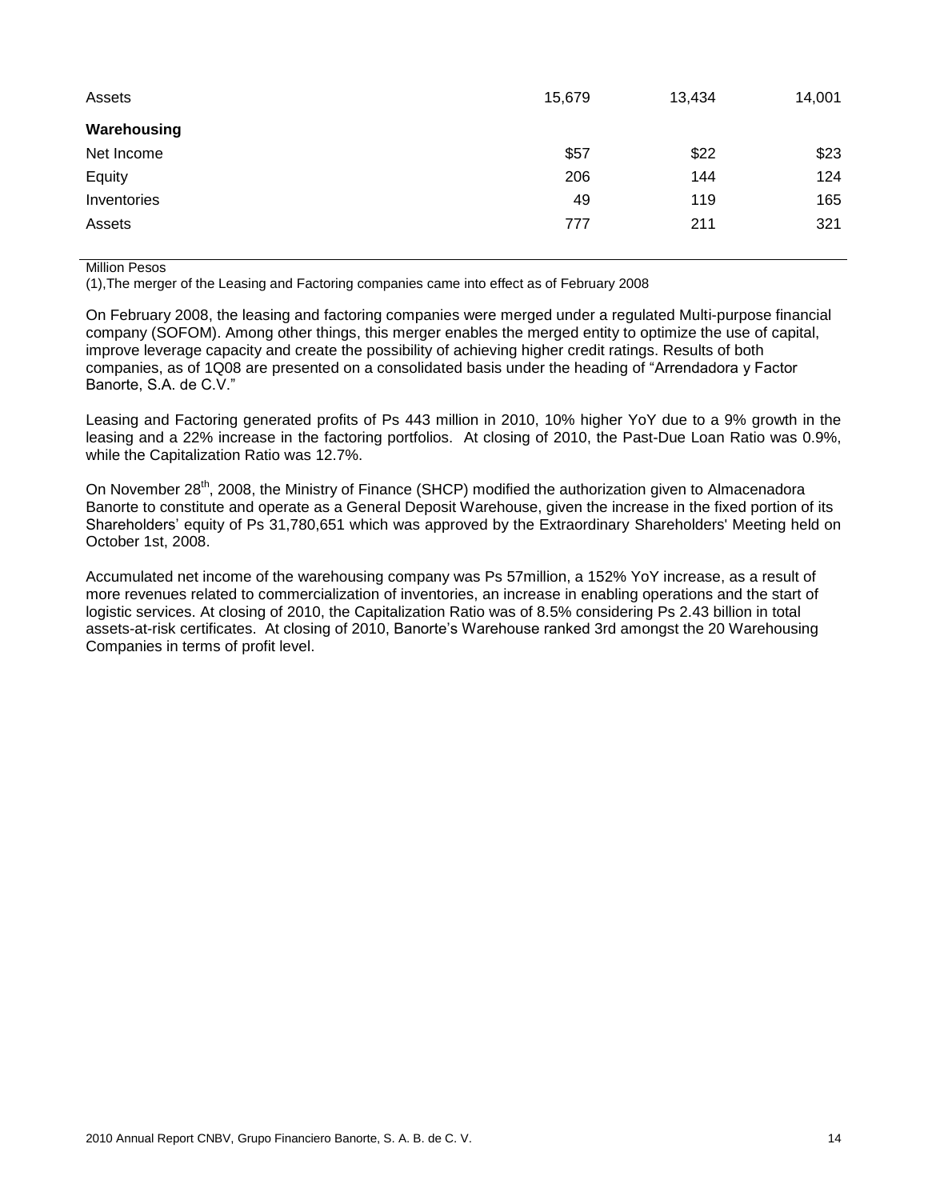| | | | |
|---|---|---|---|
| Assets | 15,679 | 13,434 | 14,001 |
| **Warehousing** | | | |
| Net Income | $57 | $22 | $23 |
| Equity | 206 | 144 | 124 |
| Inventories | 49 | 119 | 165 |
| Assets | 777 | 211 | 321 |

Million Pesos

(1),The merger of the Leasing and Factoring companies came into effect as of February 2008

On February 2008, the leasing and factoring companies were merged under a regulated Multi-purpose financial company (SOFOM). Among other things, this merger enables the merged entity to optimize the use of capital, improve leverage capacity and create the possibility of achieving higher credit ratings. Results of both companies, as of 1Q08 are presented on a consolidated basis under the heading of "Arrendadora y Factor Banorte, S.A. de C.V."

Leasing and Factoring generated profits of Ps 443 million in 2010, 10% higher YoY due to a 9% growth in the leasing and a 22% increase in the factoring portfolios. At closing of 2010, the Past-Due Loan Ratio was 0.9%, while the Capitalization Ratio was 12.7%.

On November 28th, 2008, the Ministry of Finance (SHCP) modified the authorization given to Almacenadora Banorte to constitute and operate as a General Deposit Warehouse, given the increase in the fixed portion of its Shareholders' equity of Ps 31,780,651 which was approved by the Extraordinary Shareholders' Meeting held on October 1st, 2008.

Accumulated net income of the warehousing company was Ps 57million, a 152% YoY increase, as a result of more revenues related to commercialization of inventories, an increase in enabling operations and the start of logistic services. At closing of 2010, the Capitalization Ratio was of 8.5% considering Ps 2.43 billion in total assets-at-risk certificates. At closing of 2010, Banorte's Warehouse ranked 3rd amongst the 20 Warehousing Companies in terms of profit level.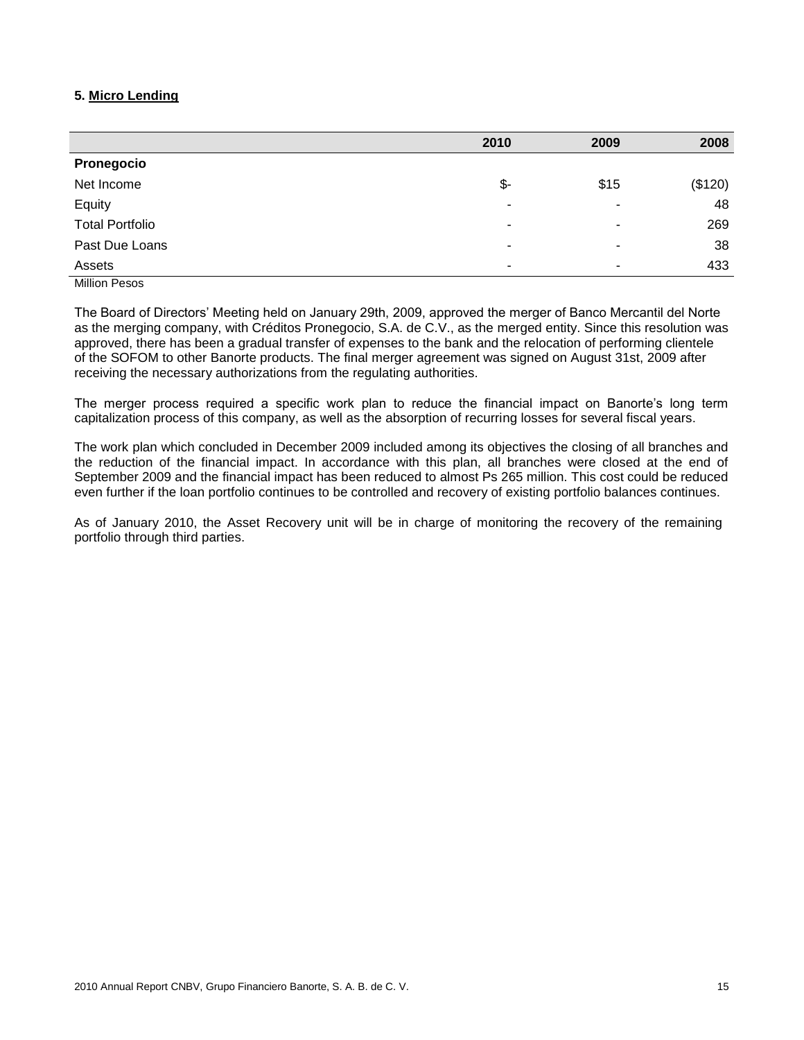## 5. Micro Lending

| | 2010 | 2009 | 2008 |
|---|---|---|---|
| **Pronegocio** | | | |
| Net Income | $- | $15 | ($120) |
| Equity | - | - | 48 |
| Total Portfolio | - | - | 269 |
| Past Due Loans | - | - | 38 |
| Assets | - | - | 433 |

Million Pesos

The Board of Directors' Meeting held on January 29th, 2009, approved the merger of Banco Mercantil del Norte as the merging company, with Créditos Pronegocio, S.A. de C.V., as the merged entity. Since this resolution was approved, there has been a gradual transfer of expenses to the bank and the relocation of performing clientele of the SOFOM to other Banorte products. The final merger agreement was signed on August 31st, 2009 after receiving the necessary authorizations from the regulating authorities.

The merger process required a specific work plan to reduce the financial impact on Banorte's long term capitalization process of this company, as well as the absorption of recurring losses for several fiscal years.

The work plan which concluded in December 2009 included among its objectives the closing of all branches and the reduction of the financial impact. In accordance with this plan, all branches were closed at the end of September 2009 and the financial impact has been reduced to almost Ps 265 million. This cost could be reduced even further if the loan portfolio continues to be controlled and recovery of existing portfolio balances continues.

As of January 2010, the Asset Recovery unit will be in charge of monitoring the recovery of the remaining portfolio through third parties.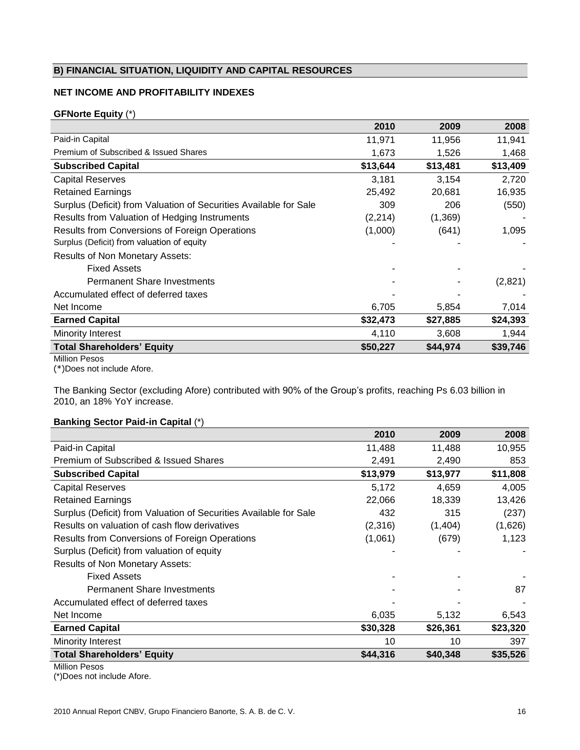## B) FINANCIAL SITUATION, LIQUIDITY AND CAPITAL RESOURCES

### NET INCOME AND PROFITABILITY INDEXES

**GFNorte Equity** (*)

| | 2010 | 2009 | 2008 |
|---|---|---|---|
| Paid-in Capital | 11,971 | 11,956 | 11,941 |
| Premium of Subscribed & Issued Shares | 1,673 | 1,526 | 1,468 |
| **Subscribed Capital** | **$13,644** | **$13,481** | **$13,409** |
| Capital Reserves | 3,181 | 3,154 | 2,720 |
| Retained Earnings | 25,492 | 20,681 | 16,935 |
| Surplus (Deficit) from Valuation of Securities Available for Sale | 309 | 206 | (550) |
| Results from Valuation of Hedging Instruments | (2,214) | (1,369) | - |
| Results from Conversions of Foreign Operations | (1,000) | (641) | 1,095 |
| Surplus (Deficit) from valuation of equity | - | - | - |
| Results of Non Monetary Assets: | | | |
| Fixed Assets | - | - | - |
| Permanent Share Investments | - | - | (2,821) |
| Accumulated effect of deferred taxes | - | - | - |
| Net Income | 6,705 | 5,854 | 7,014 |
| **Earned Capital** | **$32,473** | **$27,885** | **$24,393** |
| Minority Interest | 4,110 | 3,608 | 1,944 |
| **Total Shareholders' Equity** | **$50,227** | **$44,974** | **$39,746** |

Million Pesos
(*)Does not include Afore.

The Banking Sector (excluding Afore) contributed with 90% of the Group's profits, reaching Ps 6.03 billion in 2010, an 18% YoY increase.

**Banking Sector Paid-in Capital** (*)

| | 2010 | 2009 | 2008 |
|---|---|---|---|
| Paid-in Capital | 11,488 | 11,488 | 10,955 |
| Premium of Subscribed & Issued Shares | 2,491 | 2,490 | 853 |
| **Subscribed Capital** | **$13,979** | **$13,977** | **$11,808** |
| Capital Reserves | 5,172 | 4,659 | 4,005 |
| Retained Earnings | 22,066 | 18,339 | 13,426 |
| Surplus (Deficit) from Valuation of Securities Available for Sale | 432 | 315 | (237) |
| Results on valuation of cash flow derivatives | (2,316) | (1,404) | (1,626) |
| Results from Conversions of Foreign Operations | (1,061) | (679) | 1,123 |
| Surplus (Deficit) from valuation of equity | - | - | - |
| Results of Non Monetary Assets: | | | |
| Fixed Assets | - | - | - |
| Permanent Share Investments | - | - | 87 |
| Accumulated effect of deferred taxes | - | - | - |
| Net Income | 6,035 | 5,132 | 6,543 |
| **Earned Capital** | **$30,328** | **$26,361** | **$23,320** |
| Minority Interest | 10 | 10 | 397 |
| **Total Shareholders' Equity** | **$44,316** | **$40,348** | **$35,526** |

Million Pesos
(*)Does not include Afore.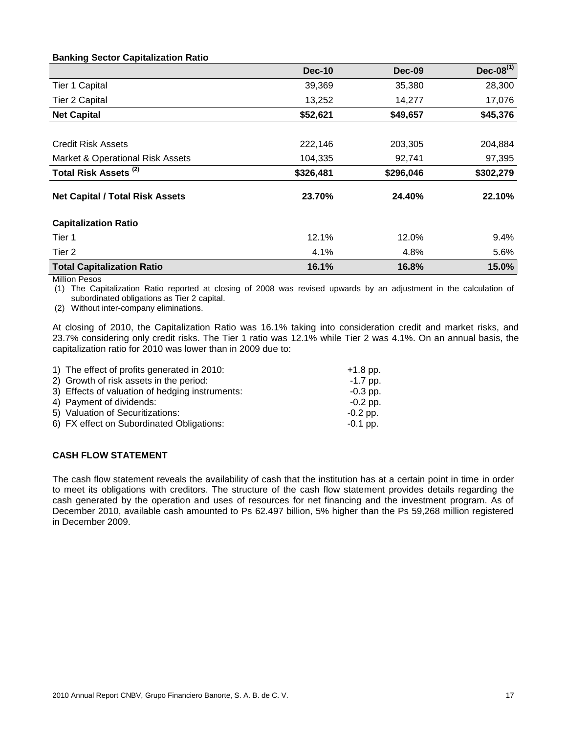**Banking Sector Capitalization Ratio**

| | Dec-10 | Dec-09 | Dec-08[(1)] |
|---|---|---|---|
| Tier 1 Capital | 39,369 | 35,380 | 28,300 |
| Tier 2 Capital | 13,252 | 14,277 | 17,076 |
| **Net Capital** | **$52,621** | **$49,657** | **$45,376** |
| | | | |
| Credit Risk Assets | 222,146 | 203,305 | 204,884 |
| Market & Operational Risk Assets | 104,335 | 92,741 | 97,395 |
| **Total Risk Assets [(2)]** | **$326,481** | **$296,046** | **$302,279** |
| **Net Capital / Total Risk Assets** | **23.70%** | **24.40%** | **22.10%** |
| **Capitalization Ratio** | | | |
| Tier 1 | 12.1% | 12.0% | 9.4% |
| Tier 2 | 4.1% | 4.8% | 5.6% |
| **Total Capitalization Ratio** | **16.1%** | **16.8%** | **15.0%** |

Million Pesos

(1) The Capitalization Ratio reported at closing of 2008 was revised upwards by an adjustment in the calculation of subordinated obligations as Tier 2 capital.

(2) Without inter-company eliminations.

At closing of 2010, the Capitalization Ratio was 16.1% taking into consideration credit and market risks, and 23.7% considering only credit risks. The Tier 1 ratio was 12.1% while Tier 2 was 4.1%. On an annual basis, the capitalization ratio for 2010 was lower than in 2009 due to:

1) The effect of profits generated in 2010: +1.8 pp.
2) Growth of risk assets in the period: -1.7 pp.
3) Effects of valuation of hedging instruments: -0.3 pp.
4) Payment of dividends: -0.2 pp.
5) Valuation of Securitizations: -0.2 pp.
6) FX effect on Subordinated Obligations: -0.1 pp.

**CASH FLOW STATEMENT**

The cash flow statement reveals the availability of cash that the institution has at a certain point in time in order to meet its obligations with creditors. The structure of the cash flow statement provides details regarding the cash generated by the operation and uses of resources for net financing and the investment program. As of December 2010, available cash amounted to Ps 62.497 billion, 5% higher than the Ps 59,268 million registered in December 2009.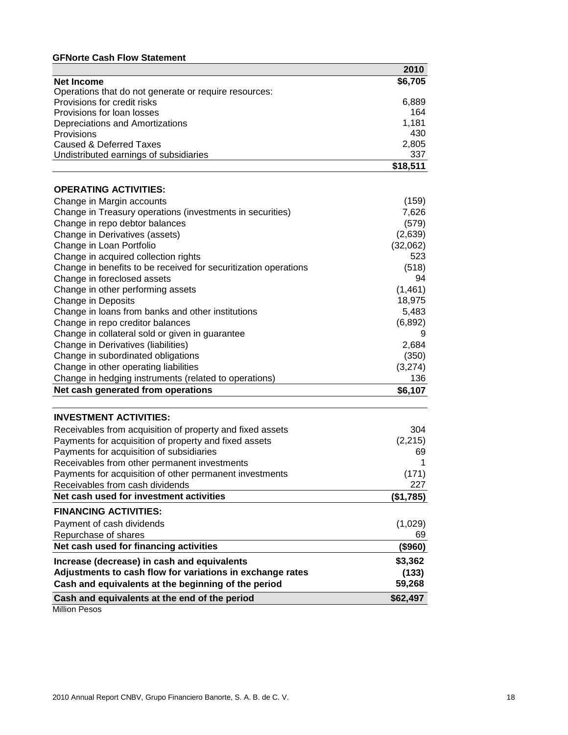**GFNorte Cash Flow Statement**

| | 2010 |
|---|---|
| **Net Income** | **$6,705** |
| Operations that do not generate or require resources: | |
| Provisions for credit risks | 6,889 |
| Provisions for loan losses | 164 |
| Depreciations and Amortizations | 1,181 |
| Provisions | 430 |
| Caused & Deferred Taxes | 2,805 |
| Undistributed earnings of subsidiaries | 337 |
| | **$18,511** |
| **OPERATING ACTIVITIES:** | |
| Change in Margin accounts | (159) |
| Change in Treasury operations (investments in securities) | 7,626 |
| Change in repo debtor balances | (579) |
| Change in Derivatives (assets) | (2,639) |
| Change in Loan Portfolio | (32,062) |
| Change in acquired collection rights | 523 |
| Change in benefits to be received for securitization operations | (518) |
| Change in foreclosed assets | 94 |
| Change in other performing assets | (1,461) |
| Change in Deposits | 18,975 |
| Change in loans from banks and other institutions | 5,483 |
| Change in repo creditor balances | (6,892) |
| Change in collateral sold or given in guarantee | 9 |
| Change in Derivatives (liabilities) | 2,684 |
| Change in subordinated obligations | (350) |
| Change in other operating liabilities | (3,274) |
| Change in hedging instruments (related to operations) | 136 |
| **Net cash generated from operations** | **$6,107** |
| **INVESTMENT ACTIVITIES:** | |
| Receivables from acquisition of property and fixed assets | 304 |
| Payments for acquisition of property and fixed assets | (2,215) |
| Payments for acquisition of subsidiaries | 69 |
| Receivables from other permanent investments | 1 |
| Payments for acquisition of other permanent investments | (171) |
| Receivables from cash dividends | 227 |
| **Net cash used for investment activities** | **($1,785)** |
| **FINANCING ACTIVITIES:** | |
| Payment of cash dividends | (1,029) |
| Repurchase of shares | 69 |
| **Net cash used for financing activities** | **($960)** |
| **Increase (decrease) in cash and equivalents** | **$3,362** |
| **Adjustments to cash flow for variations in exchange rates** | **(133)** |
| **Cash and equivalents at the beginning of the period** | **59,268** |
| **Cash and equivalents at the end of the period** | **$62,497** |

Million Pesos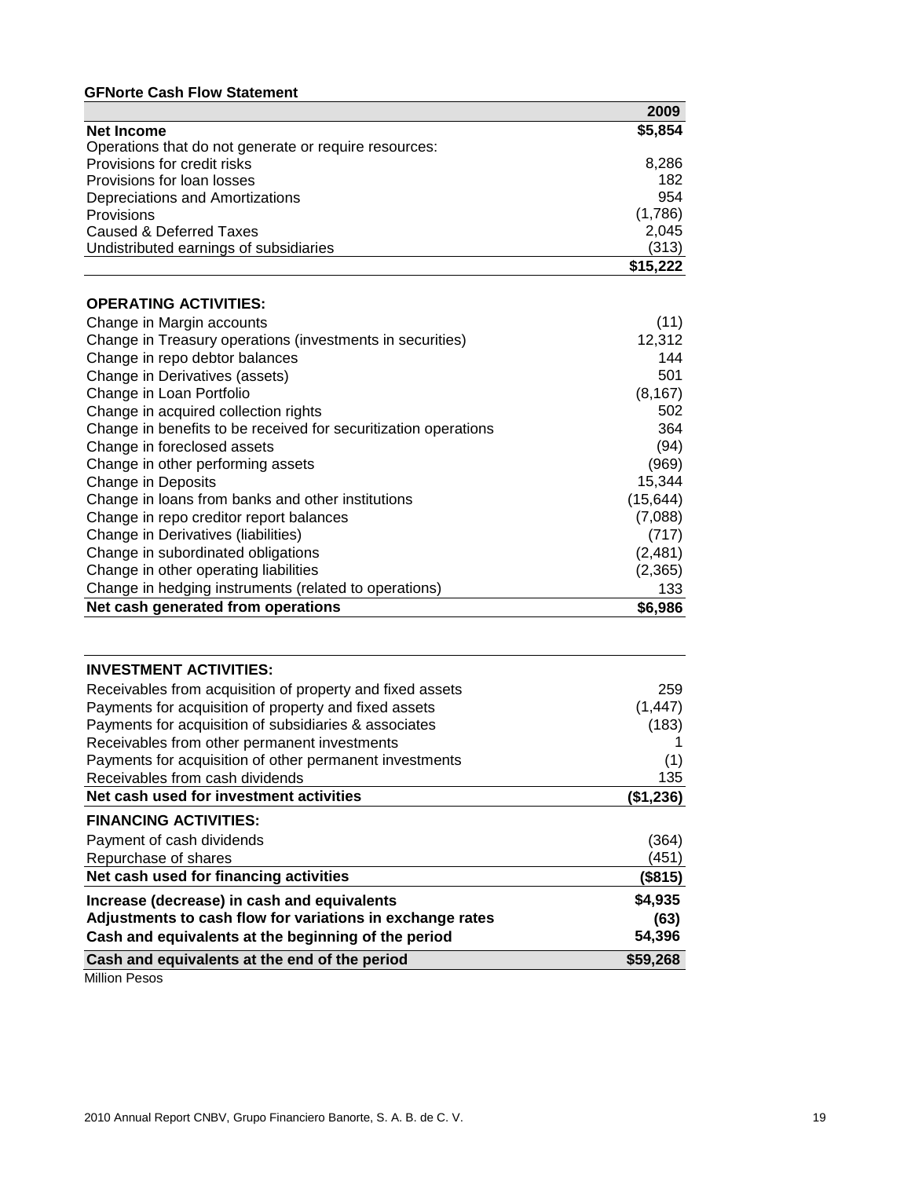**GFNorte Cash Flow Statement**

| | 2009 |
|---|---|
| **Net Income** | **$5,854** |
| Operations that do not generate or require resources: | |
| Provisions for credit risks | 8,286 |
| Provisions for loan losses | 182 |
| Depreciations and Amortizations | 954 |
| Provisions | (1,786) |
| Caused & Deferred Taxes | 2,045 |
| Undistributed earnings of subsidiaries | (313) |
| | **$15,222** |
| **OPERATING ACTIVITIES:** | |
| Change in Margin accounts | (11) |
| Change in Treasury operations (investments in securities) | 12,312 |
| Change in repo debtor balances | 144 |
| Change in Derivatives (assets) | 501 |
| Change in Loan Portfolio | (8,167) |
| Change in acquired collection rights | 502 |
| Change in benefits to be received for securitization operations | 364 |
| Change in foreclosed assets | (94) |
| Change in other performing assets | (969) |
| Change in Deposits | 15,344 |
| Change in loans from banks and other institutions | (15,644) |
| Change in repo creditor report balances | (7,088) |
| Change in Derivatives (liabilities) | (717) |
| Change in subordinated obligations | (2,481) |
| Change in other operating liabilities | (2,365) |
| Change in hedging instruments (related to operations) | 133 |
| **Net cash generated from operations** | **$6,986** |
| **INVESTMENT ACTIVITIES:** | |
| Receivables from acquisition of property and fixed assets | 259 |
| Payments for acquisition of property and fixed assets | (1,447) |
| Payments for acquisition of subsidiaries & associates | (183) |
| Receivables from other permanent investments | 1 |
| Payments for acquisition of other permanent investments | (1) |
| Receivables from cash dividends | 135 |
| **Net cash used for investment activities** | **($1,236)** |
| **FINANCING ACTIVITIES:** | |
| Payment of cash dividends | (364) |
| Repurchase of shares | (451) |
| **Net cash used for financing activities** | **($815)** |
| **Increase (decrease) in cash and equivalents** | **$4,935** |
| **Adjustments to cash flow for variations in exchange rates** | **(63)** |
| **Cash and equivalents at the beginning of the period** | **54,396** |
| **Cash and equivalents at the end of the period** | **$59,268** |

Million Pesos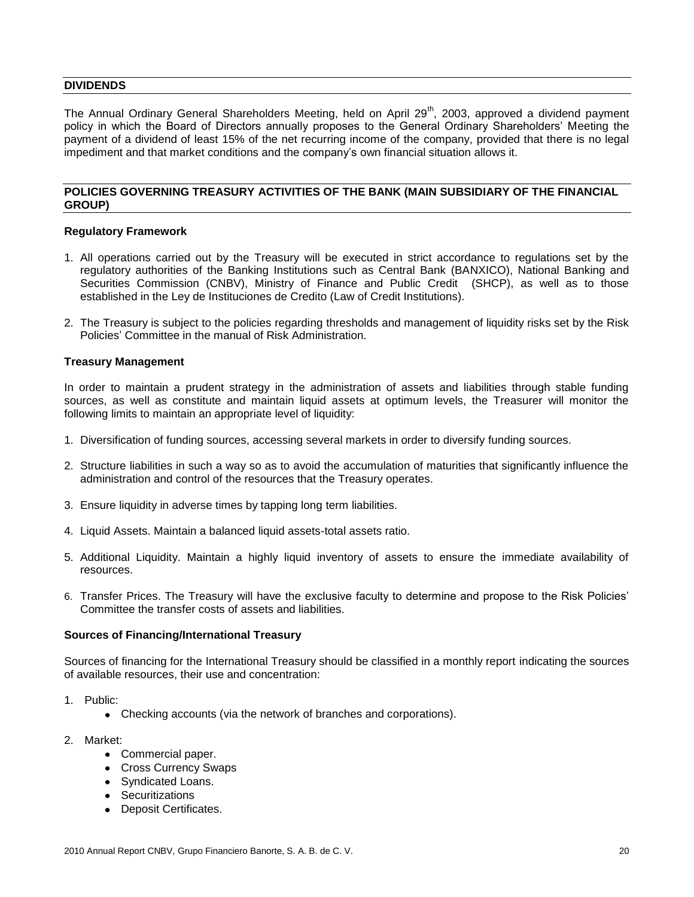## DIVIDENDS

The Annual Ordinary General Shareholders Meeting, held on April 29th, 2003, approved a dividend payment policy in which the Board of Directors annually proposes to the General Ordinary Shareholders' Meeting the payment of a dividend of least 15% of the net recurring income of the company, provided that there is no legal impediment and that market conditions and the company's own financial situation allows it.

## POLICIES GOVERNING TREASURY ACTIVITIES OF THE BANK (MAIN SUBSIDIARY OF THE FINANCIAL GROUP)

### Regulatory Framework

1. All operations carried out by the Treasury will be executed in strict accordance to regulations set by the regulatory authorities of the Banking Institutions such as Central Bank (BANXICO), National Banking and Securities Commission (CNBV), Ministry of Finance and Public Credit (SHCP), as well as to those established in the Ley de Instituciones de Credito (Law of Credit Institutions).

2. The Treasury is subject to the policies regarding thresholds and management of liquidity risks set by the Risk Policies' Committee in the manual of Risk Administration.

### Treasury Management

In order to maintain a prudent strategy in the administration of assets and liabilities through stable funding sources, as well as constitute and maintain liquid assets at optimum levels, the Treasurer will monitor the following limits to maintain an appropriate level of liquidity:

1. Diversification of funding sources, accessing several markets in order to diversify funding sources.

2. Structure liabilities in such a way so as to avoid the accumulation of maturities that significantly influence the administration and control of the resources that the Treasury operates.

3. Ensure liquidity in adverse times by tapping long term liabilities.

4. Liquid Assets. Maintain a balanced liquid assets-total assets ratio.

5. Additional Liquidity. Maintain a highly liquid inventory of assets to ensure the immediate availability of resources.

6. Transfer Prices. The Treasury will have the exclusive faculty to determine and propose to the Risk Policies' Committee the transfer costs of assets and liabilities.

### Sources of Financing/International Treasury

Sources of financing for the International Treasury should be classified in a monthly report indicating the sources of available resources, their use and concentration:

1. Public:
   - Checking accounts (via the network of branches and corporations).

2. Market:
   - Commercial paper.
   - Cross Currency Swaps
   - Syndicated Loans.
   - Securitizations
   - Deposit Certificates.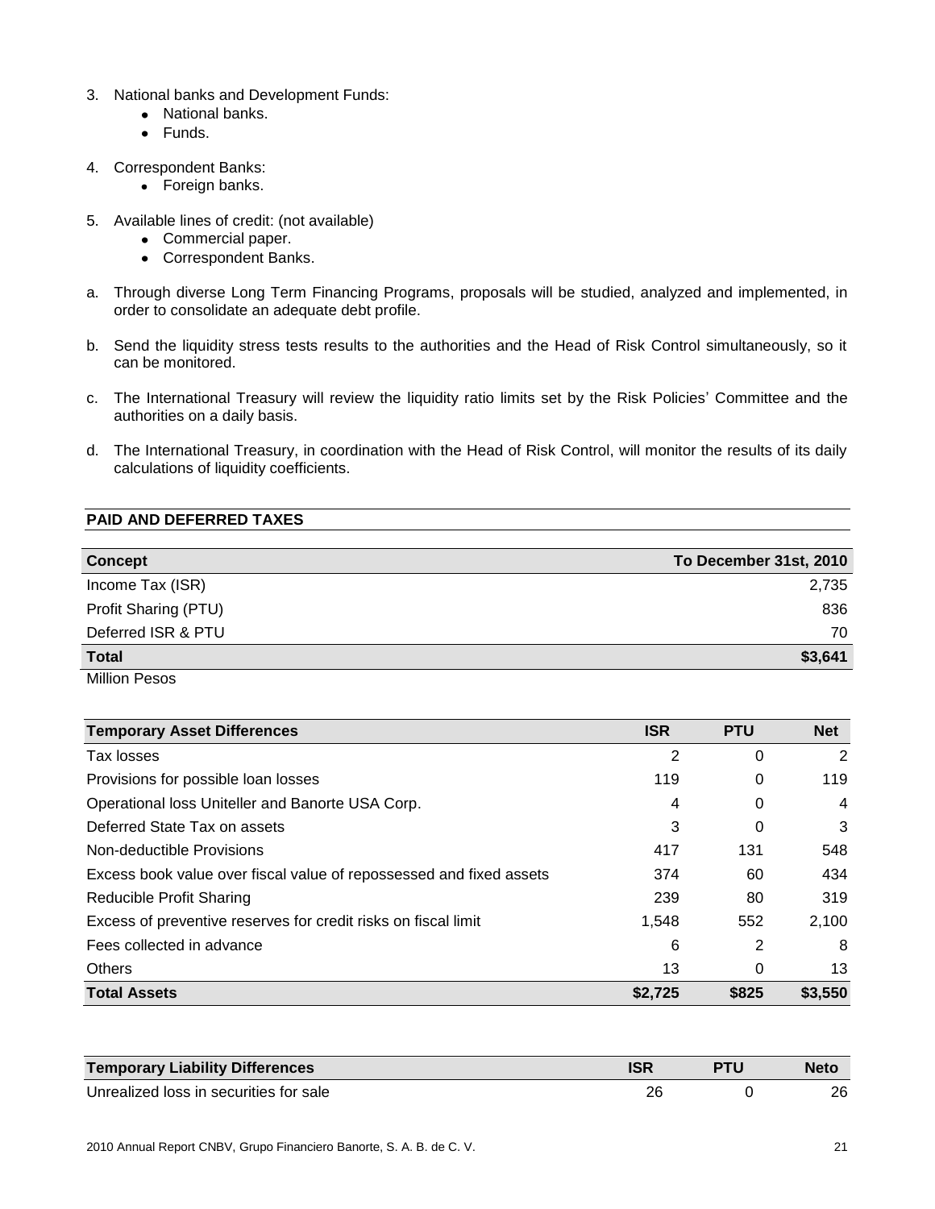3. National banks and Development Funds:
    - National banks.
    - Funds.

4. Correspondent Banks:
    - Foreign banks.

5. Available lines of credit: (not available)
    - Commercial paper.
    - Correspondent Banks.

a. Through diverse Long Term Financing Programs, proposals will be studied, analyzed and implemented, in order to consolidate an adequate debt profile.

b. Send the liquidity stress tests results to the authorities and the Head of Risk Control simultaneously, so it can be monitored.

c. The International Treasury will review the liquidity ratio limits set by the Risk Policies' Committee and the authorities on a daily basis.

d. The International Treasury, in coordination with the Head of Risk Control, will monitor the results of its daily calculations of liquidity coefficients.

## PAID AND DEFERRED TAXES

| Concept | To December 31st, 2010 |
|---|---|
| Income Tax (ISR) | 2,735 |
| Profit Sharing (PTU) | 836 |
| Deferred ISR & PTU | 70 |
| **Total** | **$3,641** |

Million Pesos

| Temporary Asset Differences | ISR | PTU | Net |
|---|---|---|---|
| Tax losses | 2 | 0 | 2 |
| Provisions for possible loan losses | 119 | 0 | 119 |
| Operational loss Uniteller and Banorte USA Corp. | 4 | 0 | 4 |
| Deferred State Tax on assets | 3 | 0 | 3 |
| Non-deductible Provisions | 417 | 131 | 548 |
| Excess book value over fiscal value of repossessed and fixed assets | 374 | 60 | 434 |
| Reducible Profit Sharing | 239 | 80 | 319 |
| Excess of preventive reserves for credit risks on fiscal limit | 1,548 | 552 | 2,100 |
| Fees collected in advance | 6 | 2 | 8 |
| Others | 13 | 0 | 13 |
| **Total Assets** | **$2,725** | **$825** | **$3,550** |

| Temporary Liability Differences | ISR | PTU | Neto |
|---|---|---|---|
| Unrealized loss in securities for sale | 26 | 0 | 26 |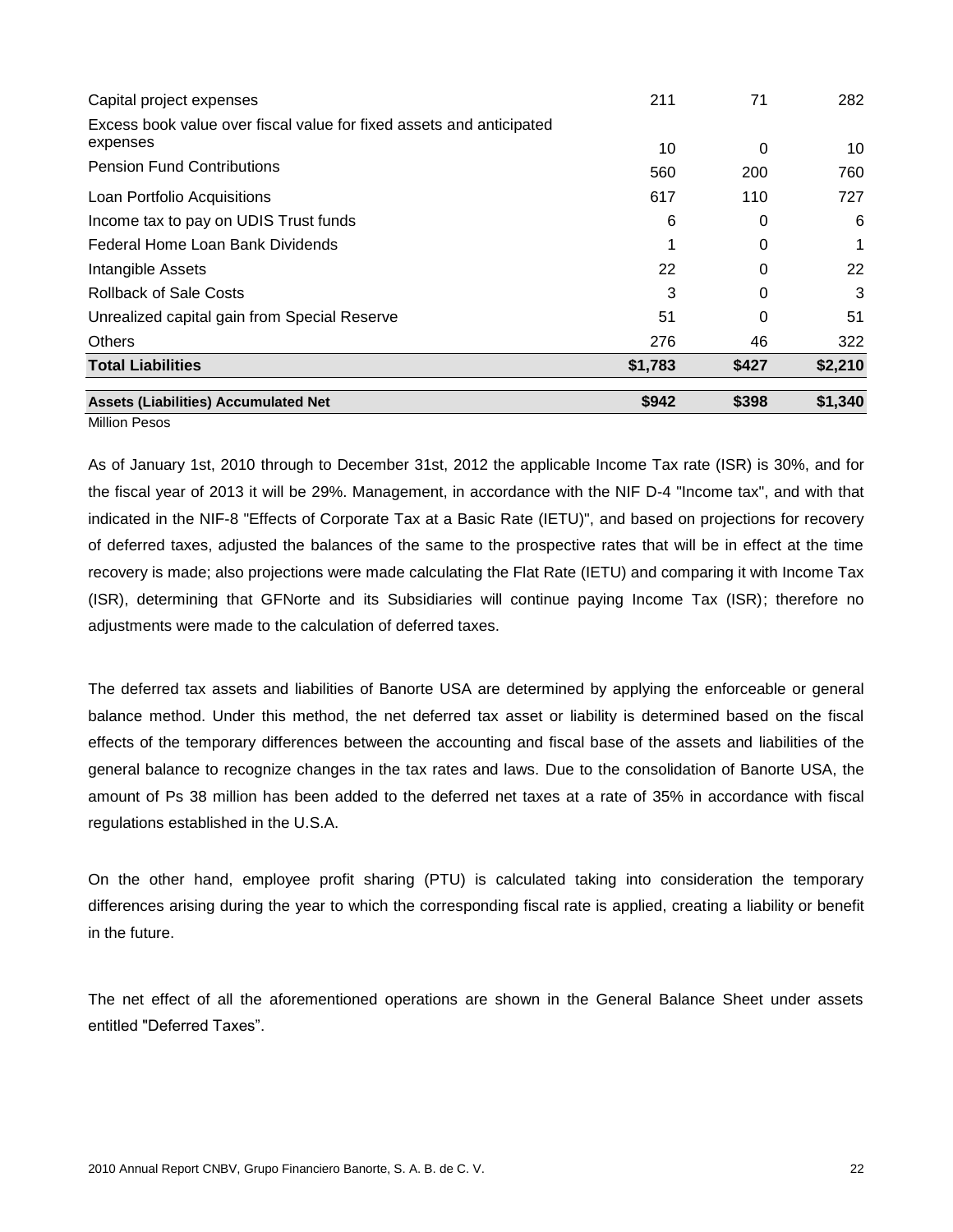| | | | |
|---|---|---|---|
| Capital project expenses | 211 | 71 | 282 |
| Excess book value over fiscal value for fixed assets and anticipated expenses | 10 | 0 | 10 |
| Pension Fund Contributions | 560 | 200 | 760 |
| Loan Portfolio Acquisitions | 617 | 110 | 727 |
| Income tax to pay on UDIS Trust funds | 6 | 0 | 6 |
| Federal Home Loan Bank Dividends | 1 | 0 | 1 |
| Intangible Assets | 22 | 0 | 22 |
| Rollback of Sale Costs | 3 | 0 | 3 |
| Unrealized capital gain from Special Reserve | 51 | 0 | 51 |
| Others | 276 | 46 | 322 |
| **Total Liabilities** | **$1,783** | **$427** | **$2,210** |
| **Assets (Liabilities) Accumulated Net** | **$942** | **$398** | **$1,340** |

Million Pesos

As of January 1st, 2010 through to December 31st, 2012 the applicable Income Tax rate (ISR) is 30%, and for the fiscal year of 2013 it will be 29%. Management, in accordance with the NIF D-4 "Income tax", and with that indicated in the NIF-8 "Effects of Corporate Tax at a Basic Rate (IETU)", and based on projections for recovery of deferred taxes, adjusted the balances of the same to the prospective rates that will be in effect at the time recovery is made; also projections were made calculating the Flat Rate (IETU) and comparing it with Income Tax (ISR), determining that GFNorte and its Subsidiaries will continue paying Income Tax (ISR); therefore no adjustments were made to the calculation of deferred taxes.

The deferred tax assets and liabilities of Banorte USA are determined by applying the enforceable or general balance method. Under this method, the net deferred tax asset or liability is determined based on the fiscal effects of the temporary differences between the accounting and fiscal base of the assets and liabilities of the general balance to recognize changes in the tax rates and laws. Due to the consolidation of Banorte USA, the amount of Ps 38 million has been added to the deferred net taxes at a rate of 35% in accordance with fiscal regulations established in the U.S.A.

On the other hand, employee profit sharing (PTU) is calculated taking into consideration the temporary differences arising during the year to which the corresponding fiscal rate is applied, creating a liability or benefit in the future.

The net effect of all the aforementioned operations are shown in the General Balance Sheet under assets entitled "Deferred Taxes".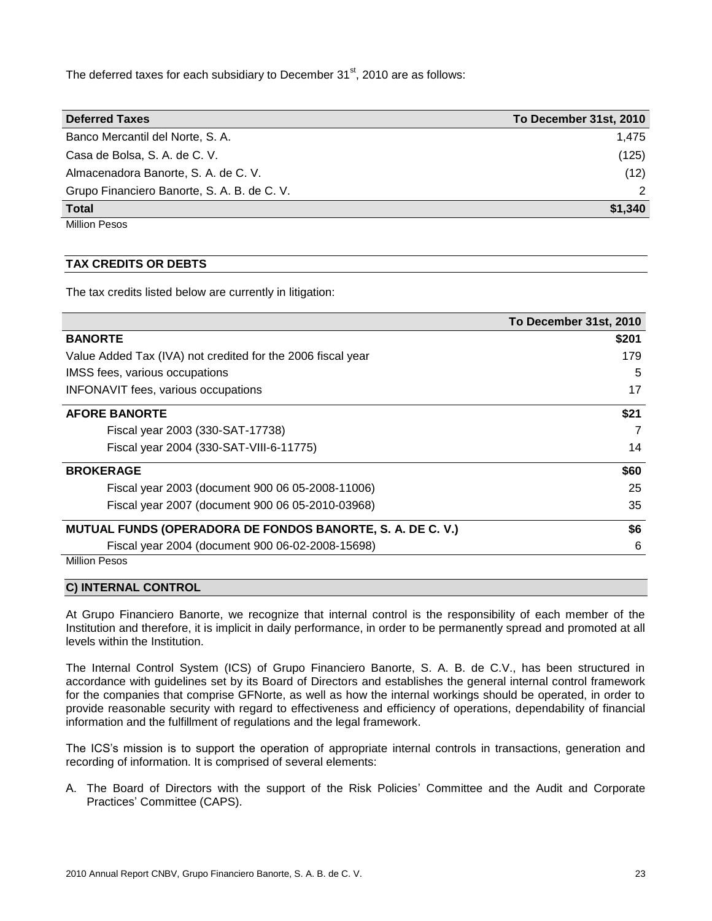The deferred taxes for each subsidiary to December 31st, 2010 are as follows:

| Deferred Taxes | To December 31st, 2010 |
|---|---|
| Banco Mercantil del Norte, S. A. | 1,475 |
| Casa de Bolsa, S. A. de C. V. | (125) |
| Almacenadora Banorte, S. A. de C. V. | (12) |
| Grupo Financiero Banorte, S. A. B. de C. V. | 2 |
| **Total** | **$1,340** |

Million Pesos

## TAX CREDITS OR DEBTS

The tax credits listed below are currently in litigation:

| | To December 31st, 2010 |
|---|---|
| **BANORTE** | **$201** |
| Value Added Tax (IVA) not credited for the 2006 fiscal year | 179 |
| IMSS fees, various occupations | 5 |
| INFONAVIT fees, various occupations | 17 |
| **AFORE BANORTE** | **$21** |
| Fiscal year 2003 (330-SAT-17738) | 7 |
| Fiscal year 2004 (330-SAT-VIII-6-11775) | 14 |
| **BROKERAGE** | **$60** |
| Fiscal year 2003 (document 900 06 05-2008-11006) | 25 |
| Fiscal year 2007 (document 900 06 05-2010-03968) | 35 |
| **MUTUAL FUNDS (OPERADORA DE FONDOS BANORTE, S. A. DE C. V.)** | **$6** |
| Fiscal year 2004 (document 900 06-02-2008-15698) | 6 |

Million Pesos

## C) INTERNAL CONTROL

At Grupo Financiero Banorte, we recognize that internal control is the responsibility of each member of the Institution and therefore, it is implicit in daily performance, in order to be permanently spread and promoted at all levels within the Institution.

The Internal Control System (ICS) of Grupo Financiero Banorte, S. A. B. de C.V., has been structured in accordance with guidelines set by its Board of Directors and establishes the general internal control framework for the companies that comprise GFNorte, as well as how the internal workings should be operated, in order to provide reasonable security with regard to effectiveness and efficiency of operations, dependability of financial information and the fulfillment of regulations and the legal framework.

The ICS's mission is to support the operation of appropriate internal controls in transactions, generation and recording of information. It is comprised of several elements:

A. The Board of Directors with the support of the Risk Policies' Committee and the Audit and Corporate Practices' Committee (CAPS).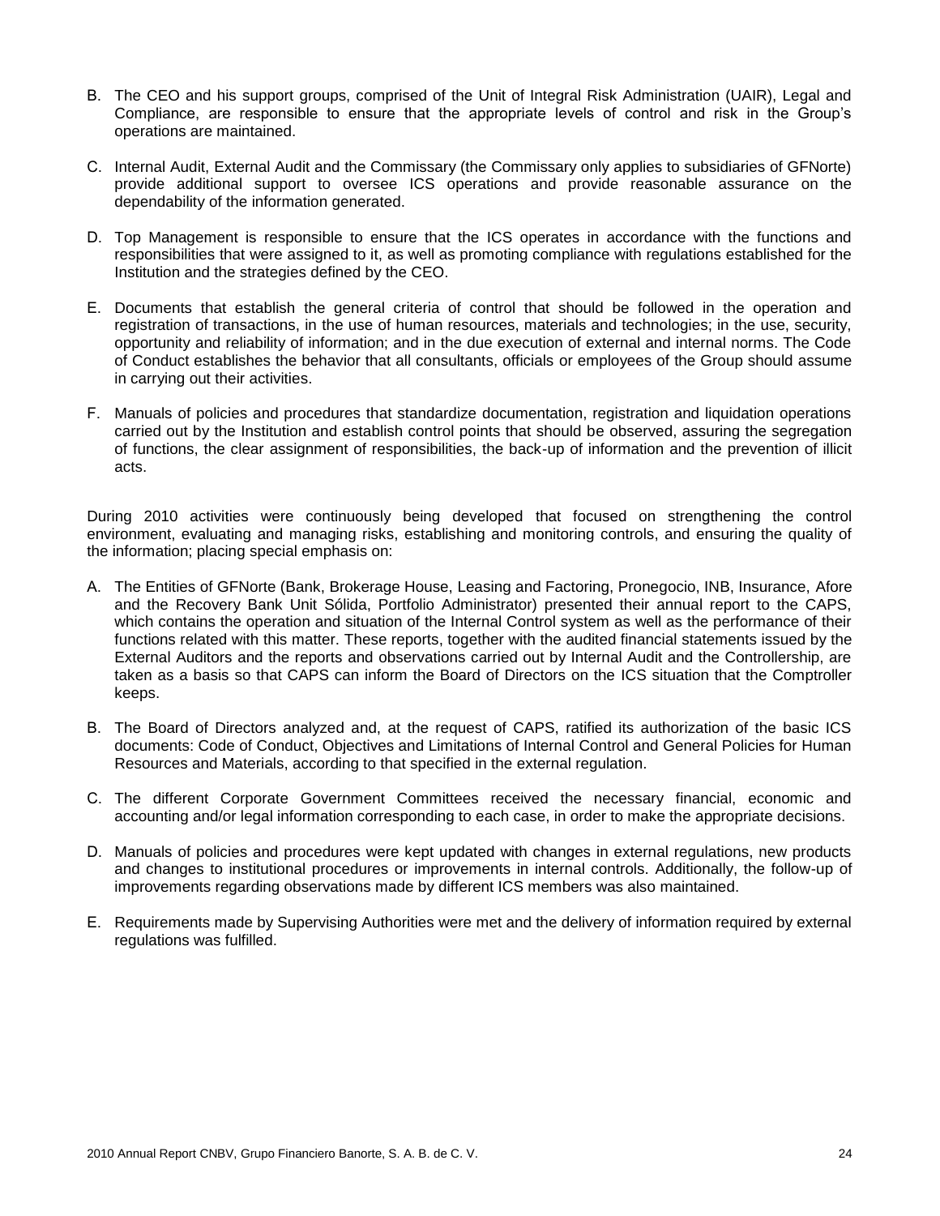B. The CEO and his support groups, comprised of the Unit of Integral Risk Administration (UAIR), Legal and Compliance, are responsible to ensure that the appropriate levels of control and risk in the Group's operations are maintained.

C. Internal Audit, External Audit and the Commissary (the Commissary only applies to subsidiaries of GFNorte) provide additional support to oversee ICS operations and provide reasonable assurance on the dependability of the information generated.

D. Top Management is responsible to ensure that the ICS operates in accordance with the functions and responsibilities that were assigned to it, as well as promoting compliance with regulations established for the Institution and the strategies defined by the CEO.

E. Documents that establish the general criteria of control that should be followed in the operation and registration of transactions, in the use of human resources, materials and technologies; in the use, security, opportunity and reliability of information; and in the due execution of external and internal norms. The Code of Conduct establishes the behavior that all consultants, officials or employees of the Group should assume in carrying out their activities.

F. Manuals of policies and procedures that standardize documentation, registration and liquidation operations carried out by the Institution and establish control points that should be observed, assuring the segregation of functions, the clear assignment of responsibilities, the back-up of information and the prevention of illicit acts.

During 2010 activities were continuously being developed that focused on strengthening the control environment, evaluating and managing risks, establishing and monitoring controls, and ensuring the quality of the information; placing special emphasis on:

A. The Entities of GFNorte (Bank, Brokerage House, Leasing and Factoring, Pronegocio, INB, Insurance, Afore and the Recovery Bank Unit Sólida, Portfolio Administrator) presented their annual report to the CAPS, which contains the operation and situation of the Internal Control system as well as the performance of their functions related with this matter. These reports, together with the audited financial statements issued by the External Auditors and the reports and observations carried out by Internal Audit and the Controllership, are taken as a basis so that CAPS can inform the Board of Directors on the ICS situation that the Comptroller keeps.

B. The Board of Directors analyzed and, at the request of CAPS, ratified its authorization of the basic ICS documents: Code of Conduct, Objectives and Limitations of Internal Control and General Policies for Human Resources and Materials, according to that specified in the external regulation.

C. The different Corporate Government Committees received the necessary financial, economic and accounting and/or legal information corresponding to each case, in order to make the appropriate decisions.

D. Manuals of policies and procedures were kept updated with changes in external regulations, new products and changes to institutional procedures or improvements in internal controls. Additionally, the follow-up of improvements regarding observations made by different ICS members was also maintained.

E. Requirements made by Supervising Authorities were met and the delivery of information required by external regulations was fulfilled.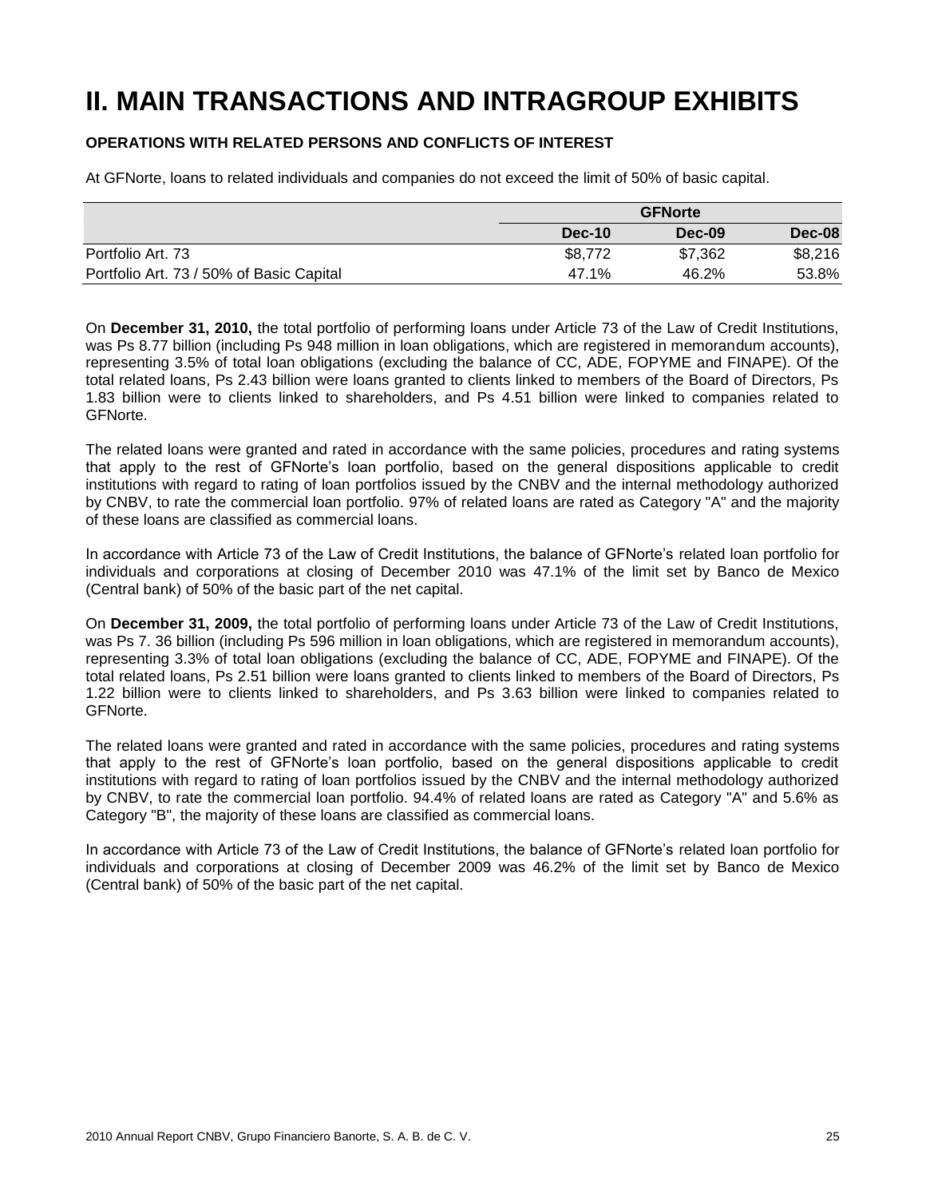# II. MAIN TRANSACTIONS AND INTRAGROUP EXHIBITS

**OPERATIONS WITH RELATED PERSONS AND CONFLICTS OF INTEREST**

At GFNorte, loans to related individuals and companies do not exceed the limit of 50% of basic capital.

| | GFNorte | | |
|---|---|---|---|
| | **Dec-10** | **Dec-09** | **Dec-08** |
| Portfolio Art. 73 | \$8,772 | \$7,362 | \$8,216 |
| Portfolio Art. 73 / 50% of Basic Capital | 47.1% | 46.2% | 53.8% |

On **December 31, 2010,** the total portfolio of performing loans under Article 73 of the Law of Credit Institutions, was Ps 8.77 billion (including Ps 948 million in loan obligations, which are registered in memorandum accounts), representing 3.5% of total loan obligations (excluding the balance of CC, ADE, FOPYME and FINAPE). Of the total related loans, Ps 2.43 billion were loans granted to clients linked to members of the Board of Directors, Ps 1.83 billion were to clients linked to shareholders, and Ps 4.51 billion were linked to companies related to GFNorte.

The related loans were granted and rated in accordance with the same policies, procedures and rating systems that apply to the rest of GFNorte's loan portfolio, based on the general dispositions applicable to credit institutions with regard to rating of loan portfolios issued by the CNBV and the internal methodology authorized by CNBV, to rate the commercial loan portfolio. 97% of related loans are rated as Category "A" and the majority of these loans are classified as commercial loans.

In accordance with Article 73 of the Law of Credit Institutions, the balance of GFNorte's related loan portfolio for individuals and corporations at closing of December 2010 was 47.1% of the limit set by Banco de Mexico (Central bank) of 50% of the basic part of the net capital.

On **December 31, 2009,** the total portfolio of performing loans under Article 73 of the Law of Credit Institutions, was Ps 7. 36 billion (including Ps 596 million in loan obligations, which are registered in memorandum accounts), representing 3.3% of total loan obligations (excluding the balance of CC, ADE, FOPYME and FINAPE). Of the total related loans, Ps 2.51 billion were loans granted to clients linked to members of the Board of Directors, Ps 1.22 billion were to clients linked to shareholders, and Ps 3.63 billion were linked to companies related to GFNorte.

The related loans were granted and rated in accordance with the same policies, procedures and rating systems that apply to the rest of GFNorte's loan portfolio, based on the general dispositions applicable to credit institutions with regard to rating of loan portfolios issued by the CNBV and the internal methodology authorized by CNBV, to rate the commercial loan portfolio. 94.4% of related loans are rated as Category "A" and 5.6% as Category "B", the majority of these loans are classified as commercial loans.

In accordance with Article 73 of the Law of Credit Institutions, the balance of GFNorte's related loan portfolio for individuals and corporations at closing of December 2009 was 46.2% of the limit set by Banco de Mexico (Central bank) of 50% of the basic part of the net capital.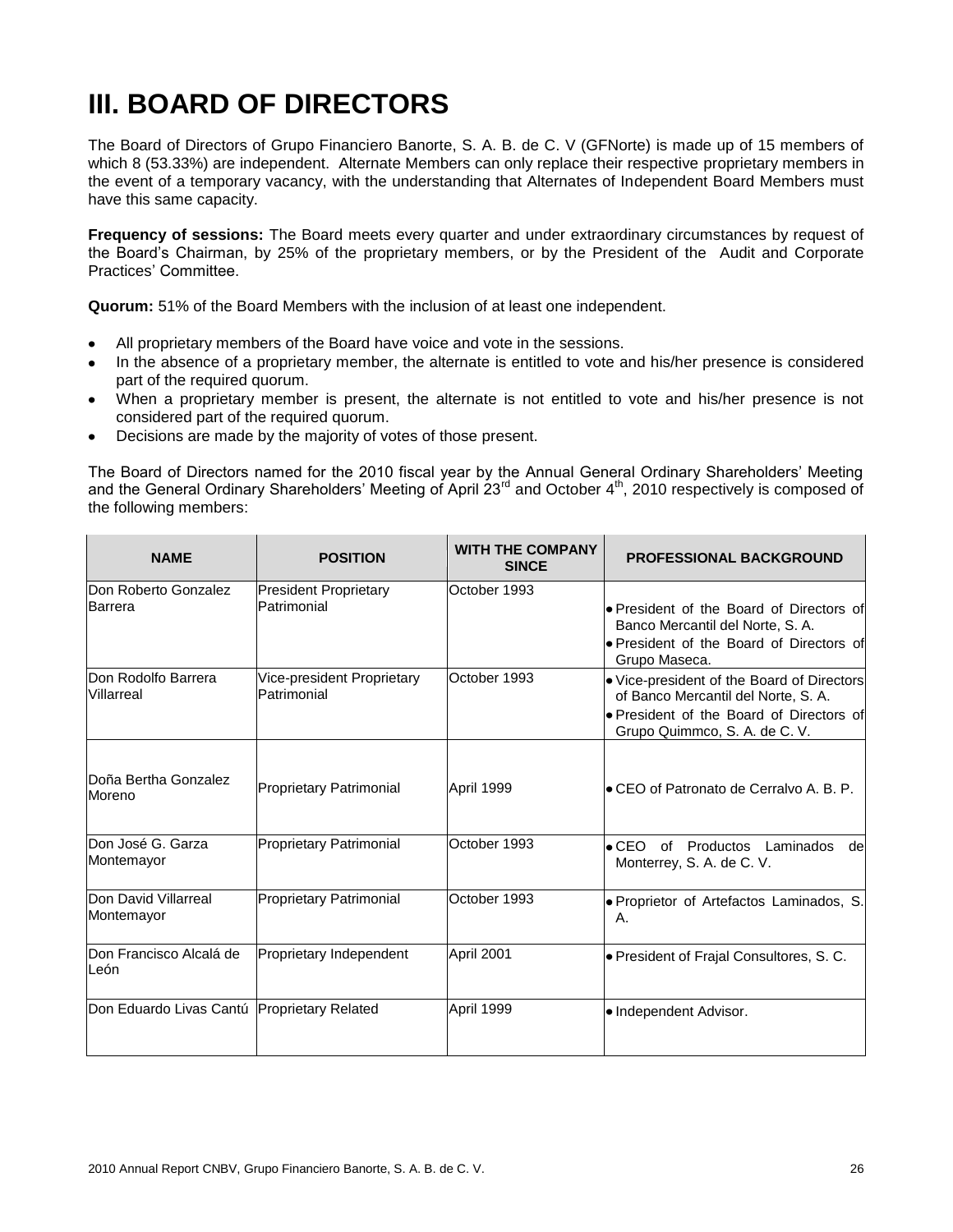# III. BOARD OF DIRECTORS

The Board of Directors of Grupo Financiero Banorte, S. A. B. de C. V (GFNorte) is made up of 15 members of which 8 (53.33%) are independent. Alternate Members can only replace their respective proprietary members in the event of a temporary vacancy, with the understanding that Alternates of Independent Board Members must have this same capacity.

**Frequency of sessions:** The Board meets every quarter and under extraordinary circumstances by request of the Board's Chairman, by 25% of the proprietary members, or by the President of the Audit and Corporate Practices' Committee.

**Quorum:** 51% of the Board Members with the inclusion of at least one independent.

- All proprietary members of the Board have voice and vote in the sessions.
- In the absence of a proprietary member, the alternate is entitled to vote and his/her presence is considered part of the required quorum.
- When a proprietary member is present, the alternate is not entitled to vote and his/her presence is not considered part of the required quorum.
- Decisions are made by the majority of votes of those present.

The Board of Directors named for the 2010 fiscal year by the Annual General Ordinary Shareholders' Meeting and the General Ordinary Shareholders' Meeting of April 23rd and October 4th, 2010 respectively is composed of the following members:

| NAME | POSITION | WITH THE COMPANY SINCE | PROFESSIONAL BACKGROUND |
|---|---|---|---|
| Don Roberto Gonzalez Barrera | President Proprietary Patrimonial | October 1993 | • President of the Board of Directors of Banco Mercantil del Norte, S. A.<br>• President of the Board of Directors of Grupo Maseca. |
| Don Rodolfo Barrera Villarreal | Vice-president Proprietary Patrimonial | October 1993 | • Vice-president of the Board of Directors of Banco Mercantil del Norte, S. A.<br>• President of the Board of Directors of Grupo Quimmco, S. A. de C. V. |
| Doña Bertha Gonzalez Moreno | Proprietary Patrimonial | April 1999 | • CEO of Patronato de Cerralvo A. B. P. |
| Don José G. Garza Montemayor | Proprietary Patrimonial | October 1993 | • CEO of Productos Laminados de Monterrey, S. A. de C. V. |
| Don David Villarreal Montemayor | Proprietary Patrimonial | October 1993 | • Proprietor of Artefactos Laminados, S. A. |
| Don Francisco Alcalá de León | Proprietary Independent | April 2001 | • President of Frajal Consultores, S. C. |
| Don Eduardo Livas Cantú | Proprietary Related | April 1999 | • Independent Advisor. |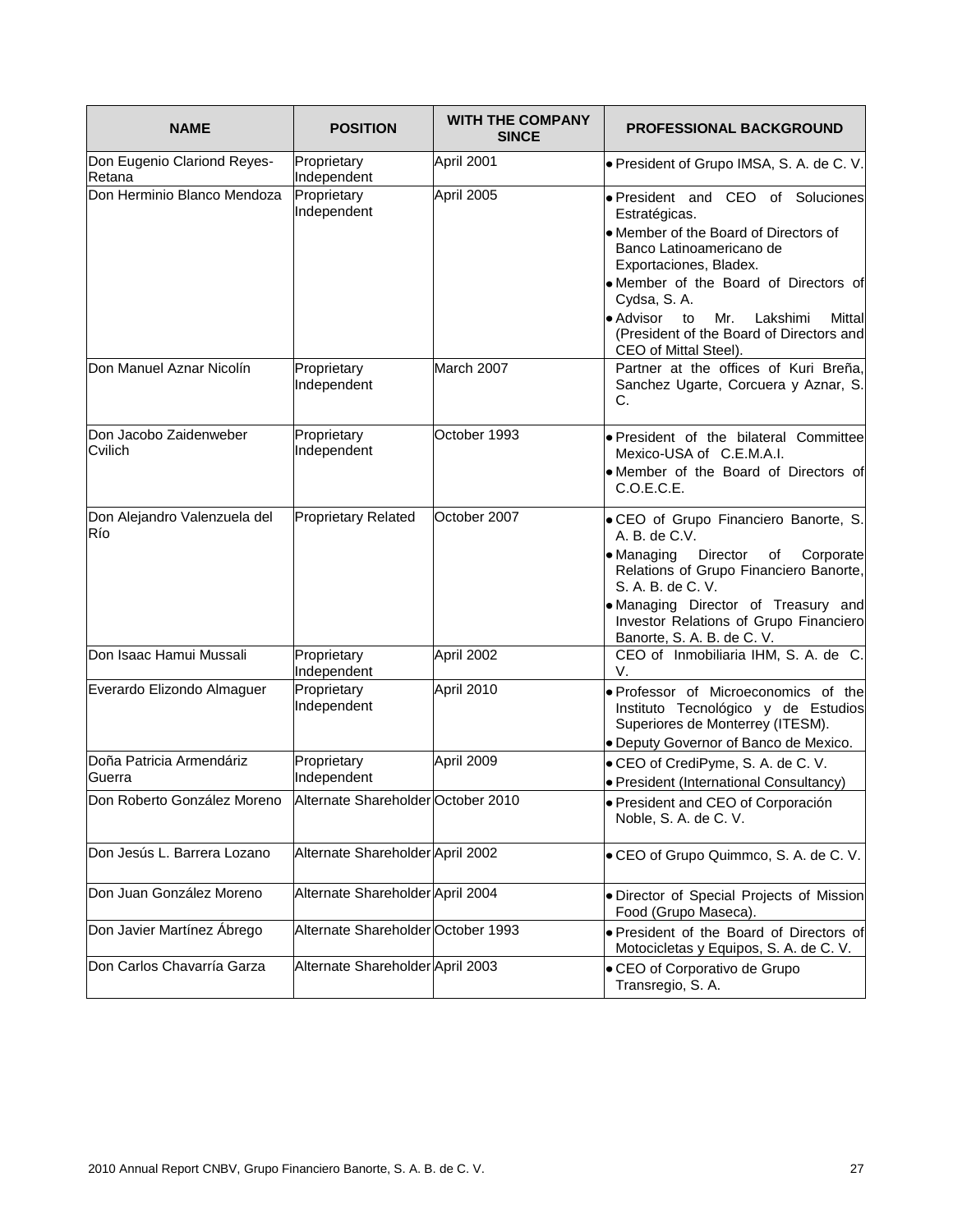| NAME | POSITION | WITH THE COMPANY SINCE | PROFESSIONAL BACKGROUND |
|---|---|---|---|
| Don Eugenio Clariond Reyes-Retana | Proprietary Independent | April 2001 | • President of Grupo IMSA, S. A. de C. V. |
| Don Herminio Blanco Mendoza | Proprietary Independent | April 2005 | • President and CEO of Soluciones Estratégicas.<br>• Member of the Board of Directors of Banco Latinoamericano de Exportaciones, Bladex.<br>• Member of the Board of Directors of Cydsa, S. A.<br>• Advisor to Mr. Lakshimi Mittal (President of the Board of Directors and CEO of Mittal Steel). |
| Don Manuel Aznar Nicolín | Proprietary Independent | March 2007 | Partner at the offices of Kuri Breña, Sanchez Ugarte, Corcuera y Aznar, S. C. |
| Don Jacobo Zaidenweber Cvilich | Proprietary Independent | October 1993 | • President of the bilateral Committee Mexico-USA of C.E.M.A.I.<br>• Member of the Board of Directors of C.O.E.C.E. |
| Don Alejandro Valenzuela del Río | Proprietary Related | October 2007 | • CEO of Grupo Financiero Banorte, S. A. B. de C.V.<br>• Managing Director of Corporate Relations of Grupo Financiero Banorte, S. A. B. de C. V.<br>• Managing Director of Treasury and Investor Relations of Grupo Financiero Banorte, S. A. B. de C. V. |
| Don Isaac Hamui Mussali | Proprietary Independent | April 2002 | CEO of Inmobiliaria IHM, S. A. de C. V. |
| Everardo Elizondo Almaguer | Proprietary Independent | April 2010 | • Professor of Microeconomics of the Instituto Tecnológico y de Estudios Superiores de Monterrey (ITESM).<br>• Deputy Governor of Banco de Mexico. |
| Doña Patricia Armendáriz Guerra | Proprietary Independent | April 2009 | • CEO of CrediPyme, S. A. de C. V.<br>• President (International Consultancy) |
| Don Roberto González Moreno | Alternate Shareholder | October 2010 | • President and CEO of Corporación Noble, S. A. de C. V. |
| Don Jesús L. Barrera Lozano | Alternate Shareholder | April 2002 | • CEO of Grupo Quimmco, S. A. de C. V. |
| Don Juan González Moreno | Alternate Shareholder | April 2004 | • Director of Special Projects of Mission Food (Grupo Maseca). |
| Don Javier Martínez Ábrego | Alternate Shareholder | October 1993 | • President of the Board of Directors of Motocicletas y Equipos, S. A. de C. V. |
| Don Carlos Chavarría Garza | Alternate Shareholder | April 2003 | • CEO of Corporativo de Grupo Transregio, S. A. |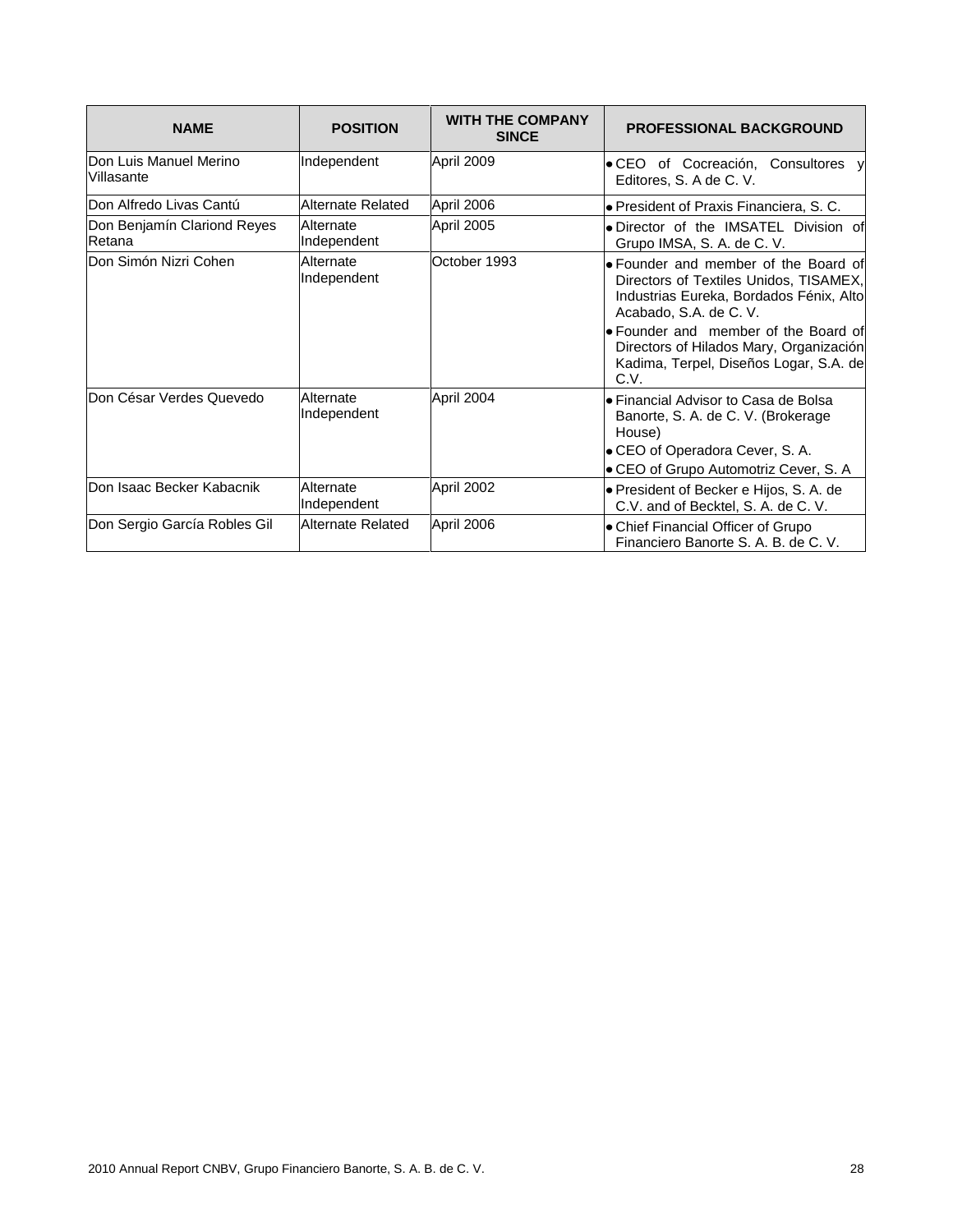| NAME | POSITION | WITH THE COMPANY SINCE | PROFESSIONAL BACKGROUND |
|---|---|---|---|
| Don Luis Manuel Merino Villasante | Independent | April 2009 | • CEO of Cocreación, Consultores y Editores, S. A de C. V. |
| Don Alfredo Livas Cantú | Alternate Related | April 2006 | • President of Praxis Financiera, S. C. |
| Don Benjamín Clariond Reyes Retana | Alternate Independent | April 2005 | • Director of the IMSATEL Division of Grupo IMSA, S. A. de C. V. |
| Don Simón Nizri Cohen | Alternate Independent | October 1993 | • Founder and member of the Board of Directors of Textiles Unidos, TISAMEX, Industrias Eureka, Bordados Fénix, Alto Acabado, S.A. de C. V.<br>• Founder and member of the Board of Directors of Hilados Mary, Organización Kadima, Terpel, Diseños Logar, S.A. de C.V. |
| Don César Verdes Quevedo | Alternate Independent | April 2004 | • Financial Advisor to Casa de Bolsa Banorte, S. A. de C. V. (Brokerage House)<br>• CEO of Operadora Cever, S. A.<br>• CEO of Grupo Automotriz Cever, S. A |
| Don Isaac Becker Kabacnik | Alternate Independent | April 2002 | • President of Becker e Hijos, S. A. de C.V. and of Becktel, S. A. de C. V. |
| Don Sergio García Robles Gil | Alternate Related | April 2006 | • Chief Financial Officer of Grupo Financiero Banorte S. A. B. de C. V. |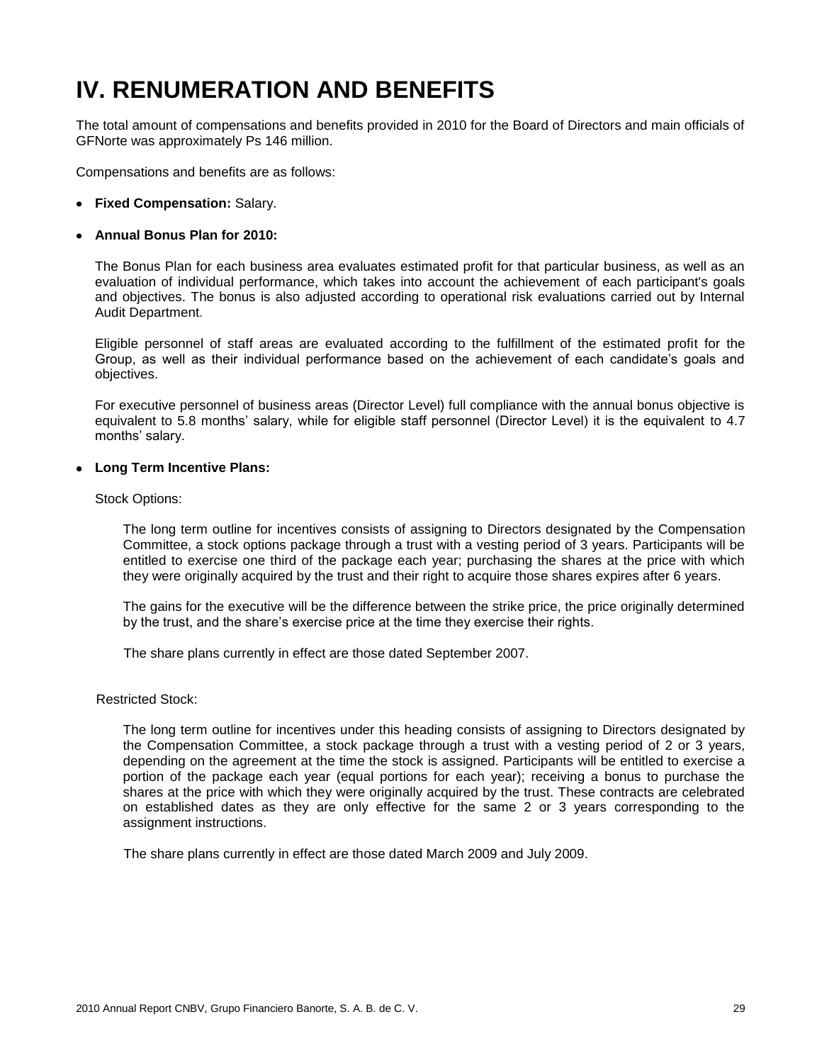# IV. RENUMERATION AND BENEFITS

The total amount of compensations and benefits provided in 2010 for the Board of Directors and main officials of GFNorte was approximately Ps 146 million.

Compensations and benefits are as follows:

- **Fixed Compensation:** Salary.

- **Annual Bonus Plan for 2010:**

  The Bonus Plan for each business area evaluates estimated profit for that particular business, as well as an evaluation of individual performance, which takes into account the achievement of each participant's goals and objectives. The bonus is also adjusted according to operational risk evaluations carried out by Internal Audit Department.

  Eligible personnel of staff areas are evaluated according to the fulfillment of the estimated profit for the Group, as well as their individual performance based on the achievement of each candidate's goals and objectives.

  For executive personnel of business areas (Director Level) full compliance with the annual bonus objective is equivalent to 5.8 months' salary, while for eligible staff personnel (Director Level) it is the equivalent to 4.7 months' salary.

- **Long Term Incentive Plans:**

  Stock Options:

  The long term outline for incentives consists of assigning to Directors designated by the Compensation Committee, a stock options package through a trust with a vesting period of 3 years. Participants will be entitled to exercise one third of the package each year; purchasing the shares at the price with which they were originally acquired by the trust and their right to acquire those shares expires after 6 years.

  The gains for the executive will be the difference between the strike price, the price originally determined by the trust, and the share's exercise price at the time they exercise their rights.

  The share plans currently in effect are those dated September 2007.

  Restricted Stock:

  The long term outline for incentives under this heading consists of assigning to Directors designated by the Compensation Committee, a stock package through a trust with a vesting period of 2 or 3 years, depending on the agreement at the time the stock is assigned. Participants will be entitled to exercise a portion of the package each year (equal portions for each year); receiving a bonus to purchase the shares at the price with which they were originally acquired by the trust. These contracts are celebrated on established dates as they are only effective for the same 2 or 3 years corresponding to the assignment instructions.

  The share plans currently in effect are those dated March 2009 and July 2009.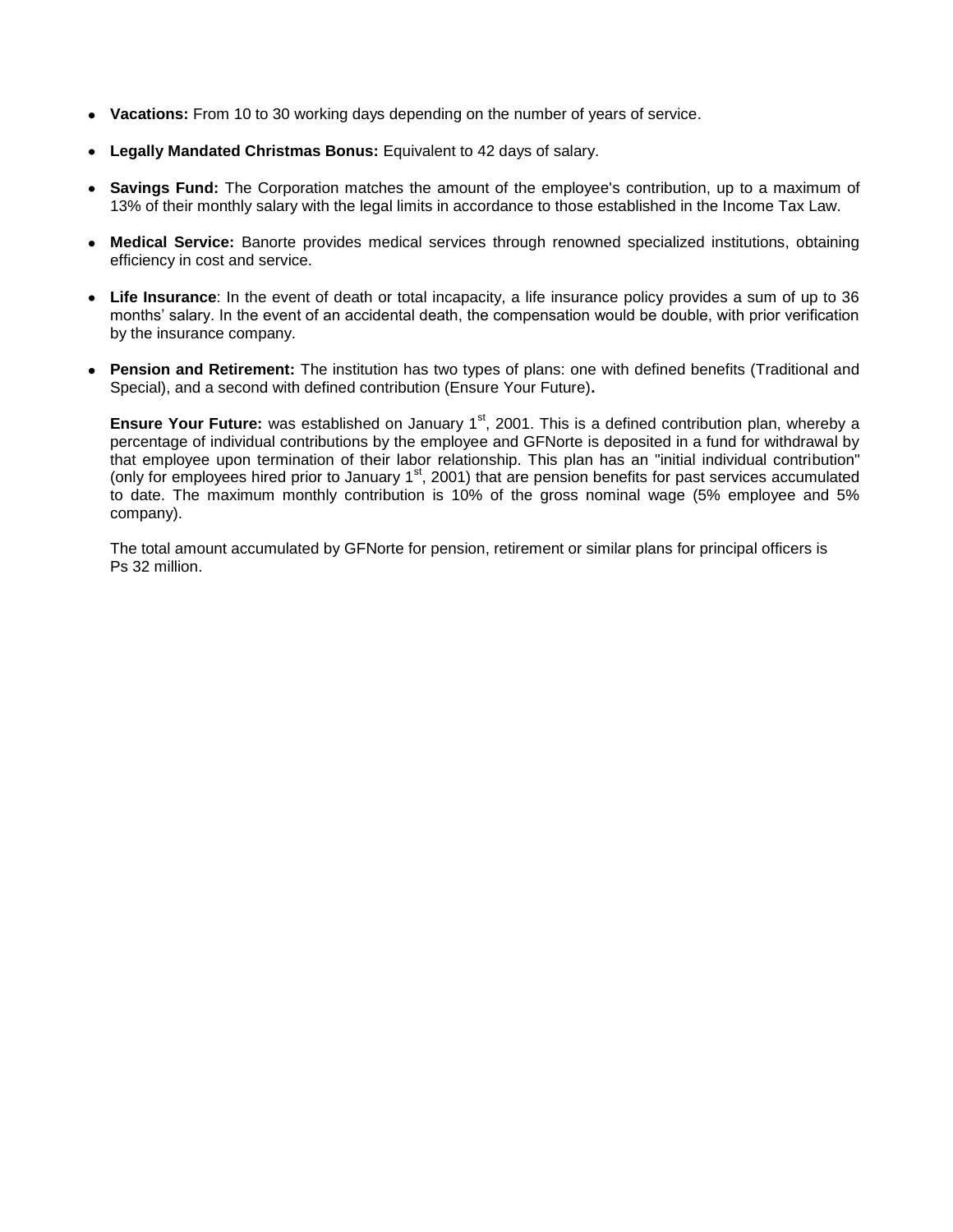- **Vacations:** From 10 to 30 working days depending on the number of years of service.
- **Legally Mandated Christmas Bonus:** Equivalent to 42 days of salary.
- **Savings Fund:** The Corporation matches the amount of the employee's contribution, up to a maximum of 13% of their monthly salary with the legal limits in accordance to those established in the Income Tax Law.
- **Medical Service:** Banorte provides medical services through renowned specialized institutions, obtaining efficiency in cost and service.
- **Life Insurance**: In the event of death or total incapacity, a life insurance policy provides a sum of up to 36 months' salary. In the event of an accidental death, the compensation would be double, with prior verification by the insurance company.
- **Pension and Retirement:** The institution has two types of plans: one with defined benefits (Traditional and Special), and a second with defined contribution (Ensure Your Future)**.**

  **Ensure Your Future:** was established on January 1st, 2001. This is a defined contribution plan, whereby a percentage of individual contributions by the employee and GFNorte is deposited in a fund for withdrawal by that employee upon termination of their labor relationship. This plan has an "initial individual contribution" (only for employees hired prior to January 1st, 2001) that are pension benefits for past services accumulated to date. The maximum monthly contribution is 10% of the gross nominal wage (5% employee and 5% company).

  The total amount accumulated by GFNorte for pension, retirement or similar plans for principal officers is Ps 32 million.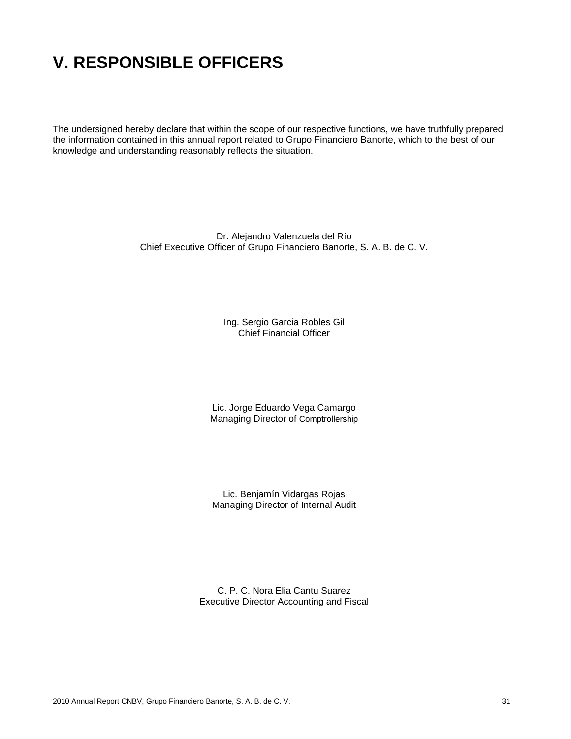# V. RESPONSIBLE OFFICERS

The undersigned hereby declare that within the scope of our respective functions, we have truthfully prepared the information contained in this annual report related to Grupo Financiero Banorte, which to the best of our knowledge and understanding reasonably reflects the situation.

Dr. Alejandro Valenzuela del Río
Chief Executive Officer of Grupo Financiero Banorte, S. A. B. de C. V.

Ing. Sergio Garcia Robles Gil
Chief Financial Officer

Lic. Jorge Eduardo Vega Camargo
Managing Director of Comptrollership

Lic. Benjamín Vidargas Rojas
Managing Director of Internal Audit

C. P. C. Nora Elia Cantu Suarez
Executive Director Accounting and Fiscal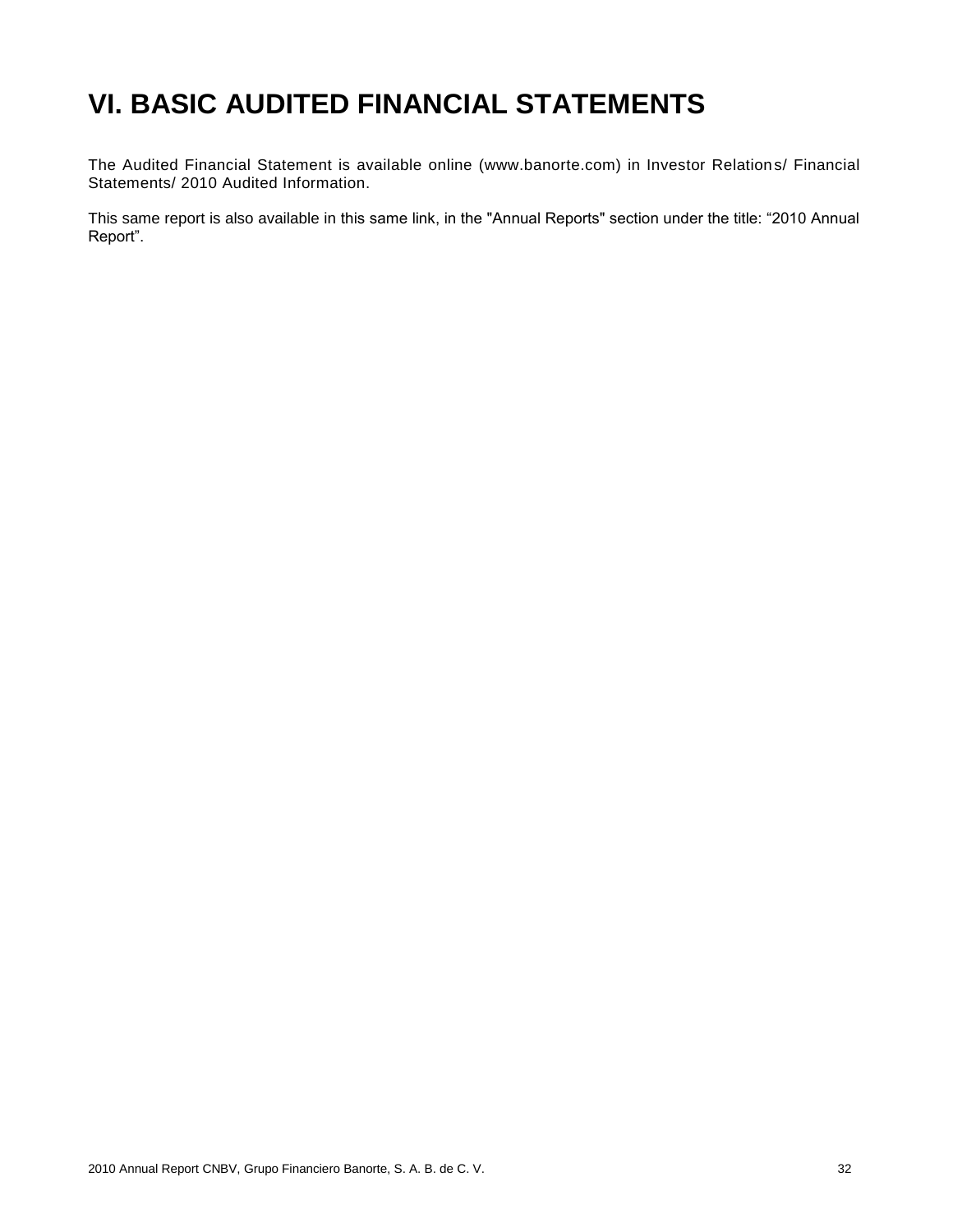# VI. BASIC AUDITED FINANCIAL STATEMENTS

The Audited Financial Statement is available online (www.banorte.com) in Investor Relations/ Financial Statements/ 2010 Audited Information.

This same report is also available in this same link, in the "Annual Reports" section under the title: "2010 Annual Report".